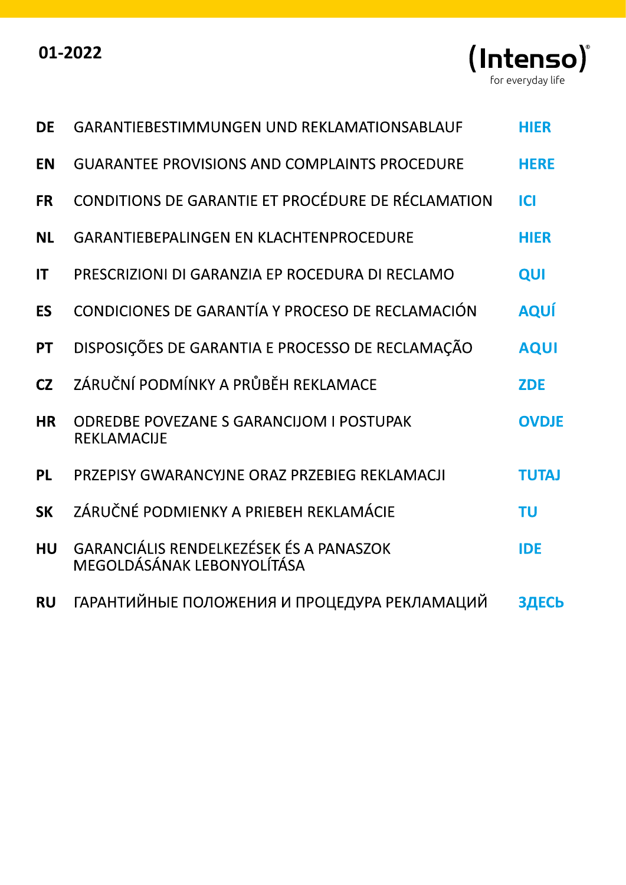01-2022

(Intenso)®
for everyday life

| | | |
|---|---|---|
| DE | GARANTIEBESTIMMUNGEN UND REKLAMATIONSABLAUF | HIER |
| EN | GUARANTEE PROVISIONS AND COMPLAINTS PROCEDURE | HERE |
| FR | CONDITIONS DE GARANTIE ET PROCÉDURE DE RÉCLAMATION | ICI |
| NL | GARANTIEBEPALINGEN EN KLACHTENPROCEDURE | HIER |
| IT | PRESCRIZIONI DI GARANZIA EP ROCEDURA DI RECLAMO | QUI |
| ES | CONDICIONES DE GARANTÍA Y PROCESO DE RECLAMACIÓN | AQUÍ |
| PT | DISPOSIÇÕES DE GARANTIA E PROCESSO DE RECLAMAÇÃO | AQUI |
| CZ | ZÁRUČNÍ PODMÍNKY A PRŮBĚH REKLAMACE | ZDE |
| HR | ODREDBE POVEZANE S GARANCIJOM I POSTUPAK REKLAMACIJE | OVDJE |
| PL | PRZEPISY GWARANCYJNE ORAZ PRZEBIEG REKLAMACJI | TUTAJ |
| SK | ZÁRUČNÉ PODMIENKY A PRIEBEH REKLAMÁCIE | TU |
| HU | GARANCIÁLIS RENDELKEZÉSEK ÉS A PANASZOK MEGOLDÁSÁNAK LEBONYOLÍTÁSA | IDE |
| RU | ГАРАНТИЙНЫЕ ПОЛОЖЕНИЯ И ПРОЦЕДУРА РЕКЛАМАЦИЙ | ЗДЕСЬ |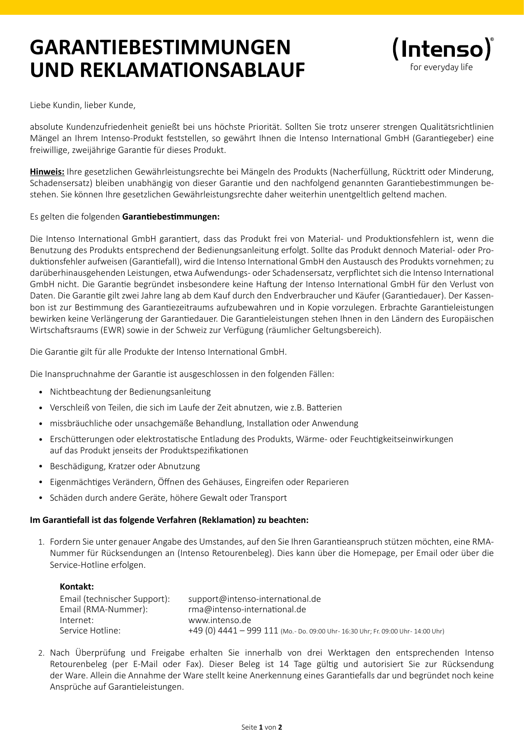# GARANTIEBESTIMMUNGEN UND REKLAMATIONSABLAUF

(Intenso)®
for everyday life

Liebe Kundin, lieber Kunde,

absolute Kundenzufriedenheit genießt bei uns höchste Priorität. Sollten Sie trotz unserer strengen Qualitätsrichtlinien Mängel an Ihrem Intenso-Produkt feststellen, so gewährt Ihnen die Intenso International GmbH (Garantiegeber) eine freiwillige, zweijährige Garantie für dieses Produkt.

**Hinweis:** Ihre gesetzlichen Gewährleistungsrechte bei Mängeln des Produkts (Nacherfüllung, Rücktritt oder Minderung, Schadensersatz) bleiben unabhängig von dieser Garantie und den nachfolgend genannten Garantiebestimmungen bestehen. Sie können Ihre gesetzlichen Gewährleistungsrechte daher weiterhin unentgeltlich geltend machen.

Es gelten die folgenden **Garantiebestimmungen:**

Die Intenso International GmbH garantiert, dass das Produkt frei von Material- und Produktionsfehlern ist, wenn die Benutzung des Produkts entsprechend der Bedienungsanleitung erfolgt. Sollte das Produkt dennoch Material- oder Produktionsfehler aufweisen (Garantiefall), wird die Intenso International GmbH den Austausch des Produkts vornehmen; zu darüberhinausgehenden Leistungen, etwa Aufwendungs- oder Schadensersatz, verpflichtet sich die Intenso International GmbH nicht. Die Garantie begründet insbesondere keine Haftung der Intenso International GmbH für den Verlust von Daten. Die Garantie gilt zwei Jahre lang ab dem Kauf durch den Endverbraucher und Käufer (Garantiedauer). Der Kassenbon ist zur Bestimmung des Garantiezeitraums aufzubewahren und in Kopie vorzulegen. Erbrachte Garantieleistungen bewirken keine Verlängerung der Garantiedauer. Die Garantieleistungen stehen Ihnen in den Ländern des Europäischen Wirtschaftsraums (EWR) sowie in der Schweiz zur Verfügung (räumlicher Geltungsbereich).

Die Garantie gilt für alle Produkte der Intenso International GmbH.

Die Inanspruchnahme der Garantie ist ausgeschlossen in den folgenden Fällen:

- Nichtbeachtung der Bedienungsanleitung
- Verschleiß von Teilen, die sich im Laufe der Zeit abnutzen, wie z.B. Batterien
- missbräuchliche oder unsachgemäße Behandlung, Installation oder Anwendung
- Erschütterungen oder elektrostatische Entladung des Produkts, Wärme- oder Feuchtigkeitseinwirkungen auf das Produkt jenseits der Produktspezifikationen
- Beschädigung, Kratzer oder Abnutzung
- Eigenmächtiges Verändern, Öffnen des Gehäuses, Eingreifen oder Reparieren
- Schäden durch andere Geräte, höhere Gewalt oder Transport

**Im Garantiefall ist das folgende Verfahren (Reklamation) zu beachten:**

1. Fordern Sie unter genauer Angabe des Umstandes, auf den Sie Ihren Garantieanspruch stützen möchten, eine RMA-Nummer für Rücksendungen an (Intenso Retourenbeleg). Dies kann über die Homepage, per Email oder über die Service-Hotline erfolgen.

   **Kontakt:**

   | | |
   |---|---|
   | Email (technischer Support): | support@intenso-international.de |
   | Email (RMA-Nummer): | rma@intenso-international.de |
   | Internet: | www.intenso.de |
   | Service Hotline: | +49 (0) 4441 – 999 111 (Mo.- Do. 09:00 Uhr- 16:30 Uhr; Fr. 09:00 Uhr- 14:00 Uhr) |

2. Nach Überprüfung und Freigabe erhalten Sie innerhalb von drei Werktagen den entsprechenden Intenso Retourenbeleg (per E-Mail oder Fax). Dieser Beleg ist 14 Tage gültig und autorisiert Sie zur Rücksendung der Ware. Allein die Annahme der Ware stellt keine Anerkennung eines Garantiefalls dar und begründet noch keine Ansprüche auf Garantieleistungen.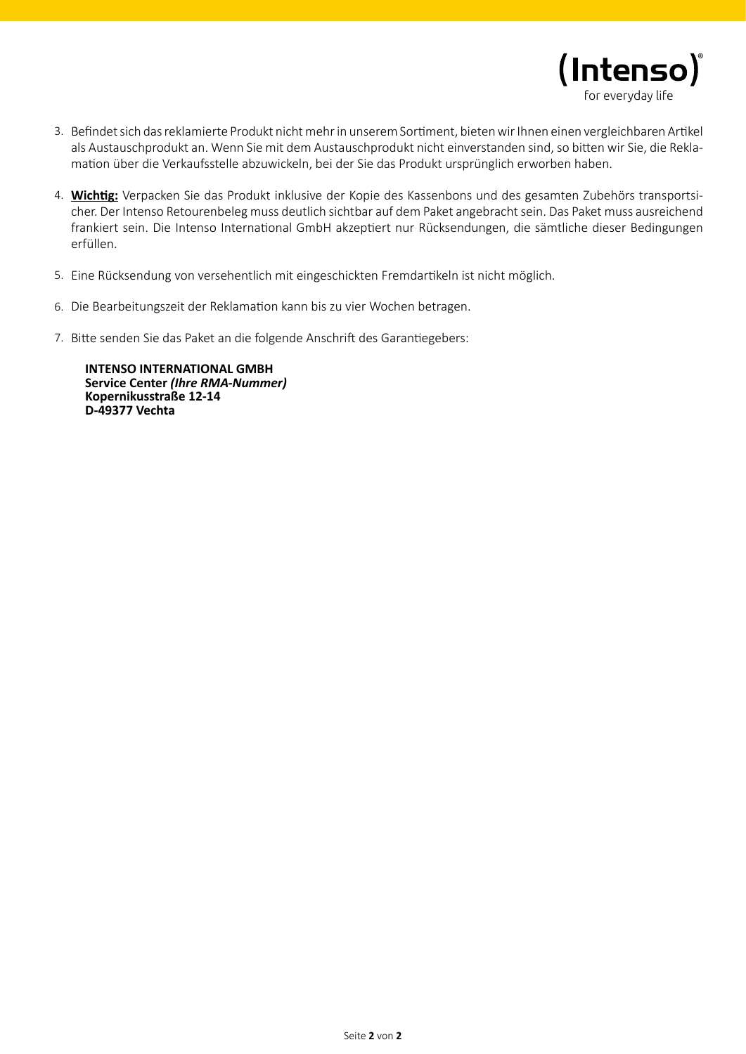3. Befindet sich das reklamierte Produkt nicht mehr in unserem Sortiment, bieten wir Ihnen einen vergleichbaren Artikel als Austauschprodukt an. Wenn Sie mit dem Austauschprodukt nicht einverstanden sind, so bitten wir Sie, die Reklamation über die Verkaufsstelle abzuwickeln, bei der Sie das Produkt ursprünglich erworben haben.

4. **Wichtig:** Verpacken Sie das Produkt inklusive der Kopie des Kassenbons und des gesamten Zubehörs transportsicher. Der Intenso Retourenbeleg muss deutlich sichtbar auf dem Paket angebracht sein. Das Paket muss ausreichend frankiert sein. Die Intenso International GmbH akzeptiert nur Rücksendungen, die sämtliche dieser Bedingungen erfüllen.

5. Eine Rücksendung von versehentlich mit eingeschickten Fremdartikeln ist nicht möglich.

6. Die Bearbeitungszeit der Reklamation kann bis zu vier Wochen betragen.

7. Bitte senden Sie das Paket an die folgende Anschrift des Garantiegebers:

   **INTENSO INTERNATIONAL GMBH**
   **Service Center *(Ihre RMA-Nummer)***
   **Kopernikusstraße 12-14**
   **D-49377 Vechta**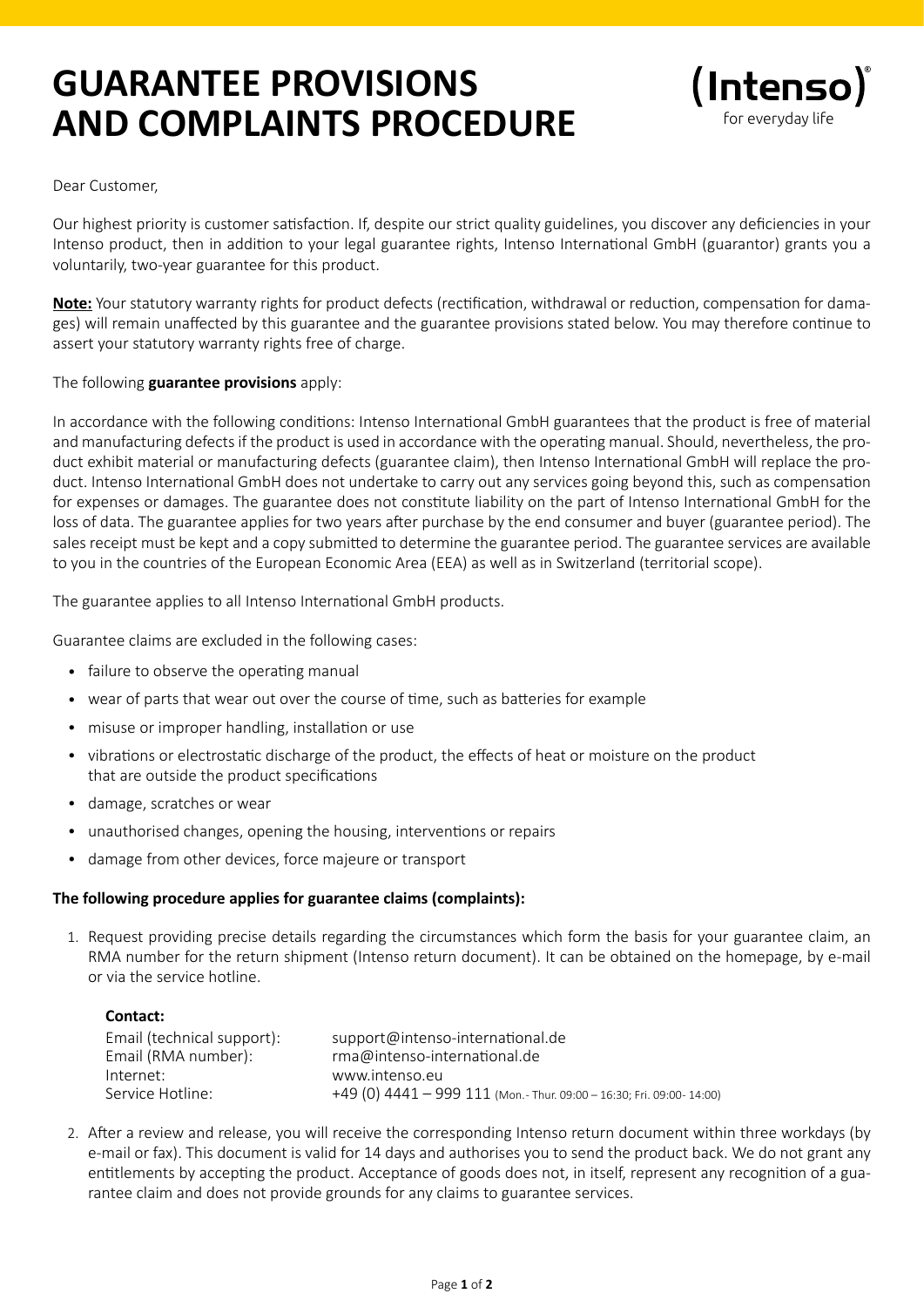# GUARANTEE PROVISIONS AND COMPLAINTS PROCEDURE

(Intenso)®
for everyday life

Dear Customer,

Our highest priority is customer satisfaction. If, despite our strict quality guidelines, you discover any deficiencies in your Intenso product, then in addition to your legal guarantee rights, Intenso International GmbH (guarantor) grants you a voluntarily, two-year guarantee for this product.

**Note:** Your statutory warranty rights for product defects (rectification, withdrawal or reduction, compensation for damages) will remain unaffected by this guarantee and the guarantee provisions stated below. You may therefore continue to assert your statutory warranty rights free of charge.

The following **guarantee provisions** apply:

In accordance with the following conditions: Intenso International GmbH guarantees that the product is free of material and manufacturing defects if the product is used in accordance with the operating manual. Should, nevertheless, the product exhibit material or manufacturing defects (guarantee claim), then Intenso International GmbH will replace the product. Intenso International GmbH does not undertake to carry out any services going beyond this, such as compensation for expenses or damages. The guarantee does not constitute liability on the part of Intenso International GmbH for the loss of data. The guarantee applies for two years after purchase by the end consumer and buyer (guarantee period). The sales receipt must be kept and a copy submitted to determine the guarantee period. The guarantee services are available to you in the countries of the European Economic Area (EEA) as well as in Switzerland (territorial scope).

The guarantee applies to all Intenso International GmbH products.

Guarantee claims are excluded in the following cases:

- failure to observe the operating manual
- wear of parts that wear out over the course of time, such as batteries for example
- misuse or improper handling, installation or use
- vibrations or electrostatic discharge of the product, the effects of heat or moisture on the product that are outside the product specifications
- damage, scratches or wear
- unauthorised changes, opening the housing, interventions or repairs
- damage from other devices, force majeure or transport

**The following procedure applies for guarantee claims (complaints):**

1. Request providing precise details regarding the circumstances which form the basis for your guarantee claim, an RMA number for the return shipment (Intenso return document). It can be obtained on the homepage, by e-mail or via the service hotline.

   **Contact:**

   | | |
   |---|---|
   | Email (technical support): | support@intenso-international.de |
   | Email (RMA number): | rma@intenso-international.de |
   | Internet: | www.intenso.eu |
   | Service Hotline: | +49 (0) 4441 – 999 111 (Mon.- Thur. 09:00 – 16:30; Fri. 09:00- 14:00) |

2. After a review and release, you will receive the corresponding Intenso return document within three workdays (by e-mail or fax). This document is valid for 14 days and authorises you to send the product back. We do not grant any entitlements by accepting the product. Acceptance of goods does not, in itself, represent any recognition of a guarantee claim and does not provide grounds for any claims to guarantee services.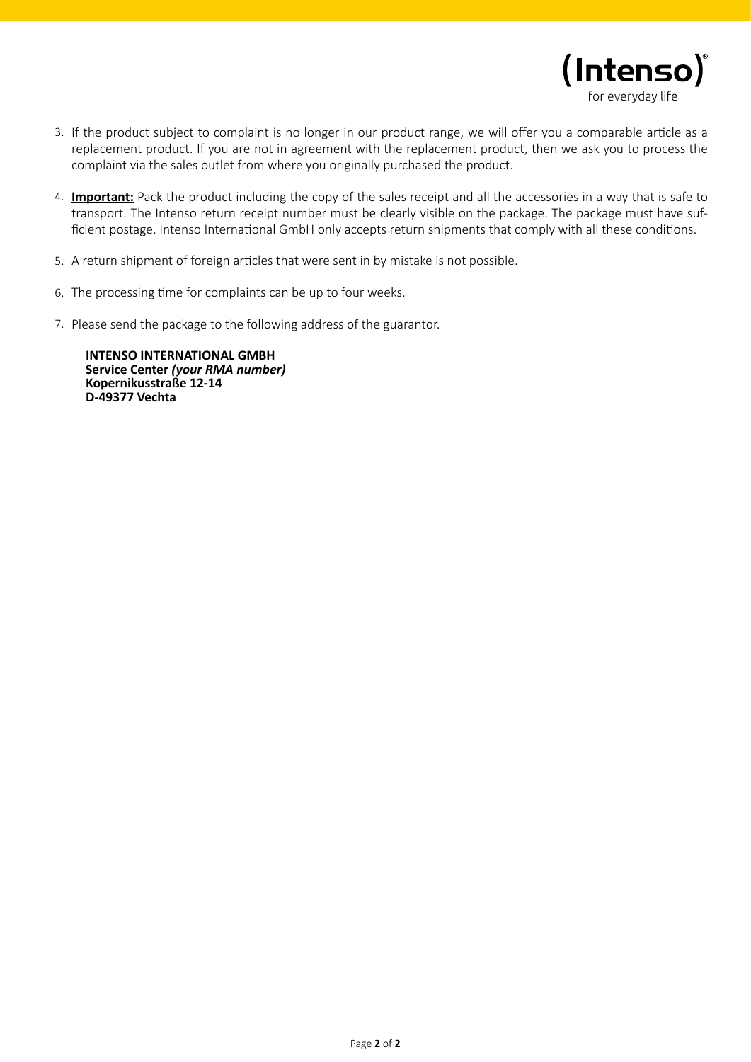3. If the product subject to complaint is no longer in our product range, we will offer you a comparable article as a replacement product. If you are not in agreement with the replacement product, then we ask you to process the complaint via the sales outlet from where you originally purchased the product.

4. **Important:** Pack the product including the copy of the sales receipt and all the accessories in a way that is safe to transport. The Intenso return receipt number must be clearly visible on the package. The package must have sufficient postage. Intenso International GmbH only accepts return shipments that comply with all these conditions.

5. A return shipment of foreign articles that were sent in by mistake is not possible.

6. The processing time for complaints can be up to four weeks.

7. Please send the package to the following address of the guarantor.

   **INTENSO INTERNATIONAL GMBH**
   **Service Center *(your RMA number)***
   **Kopernikusstraße 12-14**
   **D-49377 Vechta**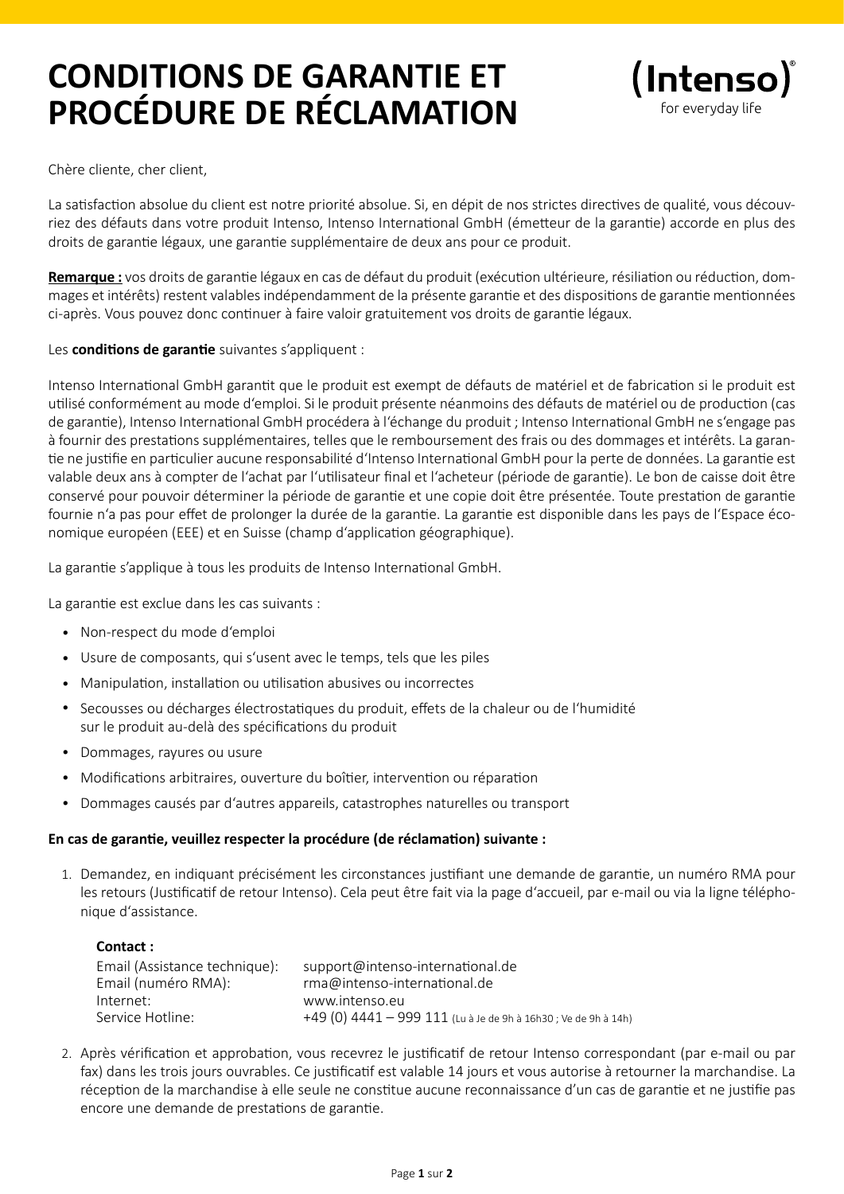# CONDITIONS DE GARANTIE ET PROCÉDURE DE RÉCLAMATION

(Intenso)®
for everyday life

Chère cliente, cher client,

La satisfaction absolue du client est notre priorité absolue. Si, en dépit de nos strictes directives de qualité, vous découvriez des défauts dans votre produit Intenso, Intenso International GmbH (émetteur de la garantie) accorde en plus des droits de garantie légaux, une garantie supplémentaire de deux ans pour ce produit.

**Remarque :** vos droits de garantie légaux en cas de défaut du produit (exécution ultérieure, résiliation ou réduction, dommages et intérêts) restent valables indépendamment de la présente garantie et des dispositions de garantie mentionnées ci-après. Vous pouvez donc continuer à faire valoir gratuitement vos droits de garantie légaux.

Les **conditions de garantie** suivantes s'appliquent :

Intenso International GmbH garantit que le produit est exempt de défauts de matériel et de fabrication si le produit est utilisé conformément au mode d'emploi. Si le produit présente néanmoins des défauts de matériel ou de production (cas de garantie), Intenso International GmbH procédera à l'échange du produit ; Intenso International GmbH ne s'engage pas à fournir des prestations supplémentaires, telles que le remboursement des frais ou des dommages et intérêts. La garantie ne justifie en particulier aucune responsabilité d'Intenso International GmbH pour la perte de données. La garantie est valable deux ans à compter de l'achat par l'utilisateur final et l'acheteur (période de garantie). Le bon de caisse doit être conservé pour pouvoir déterminer la période de garantie et une copie doit être présentée. Toute prestation de garantie fournie n'a pas pour effet de prolonger la durée de la garantie. La garantie est disponible dans les pays de l'Espace économique européen (EEE) et en Suisse (champ d'application géographique).

La garantie s'applique à tous les produits de Intenso International GmbH.

La garantie est exclue dans les cas suivants :

- Non-respect du mode d'emploi
- Usure de composants, qui s'usent avec le temps, tels que les piles
- Manipulation, installation ou utilisation abusives ou incorrectes
- Secousses ou décharges électrostatiques du produit, effets de la chaleur ou de l'humidité sur le produit au-delà des spécifications du produit
- Dommages, rayures ou usure
- Modifications arbitraires, ouverture du boîtier, intervention ou réparation
- Dommages causés par d'autres appareils, catastrophes naturelles ou transport

**En cas de garantie, veuillez respecter la procédure (de réclamation) suivante :**

1. Demandez, en indiquant précisément les circonstances justifiant une demande de garantie, un numéro RMA pour les retours (Justificatif de retour Intenso). Cela peut être fait via la page d'accueil, par e-mail ou via la ligne téléphonique d'assistance.

   **Contact :**

   | | |
   |---|---|
   | Email (Assistance technique): | support@intenso-international.de |
   | Email (numéro RMA): | rma@intenso-international.de |
   | Internet: | www.intenso.eu |
   | Service Hotline: | +49 (0) 4441 – 999 111 (Lu à Je de 9h à 16h30 ; Ve de 9h à 14h) |

2. Après vérification et approbation, vous recevrez le justificatif de retour Intenso correspondant (par e-mail ou par fax) dans les trois jours ouvrables. Ce justificatif est valable 14 jours et vous autorise à retourner la marchandise. La réception de la marchandise à elle seule ne constitue aucune reconnaissance d'un cas de garantie et ne justifie pas encore une demande de prestations de garantie.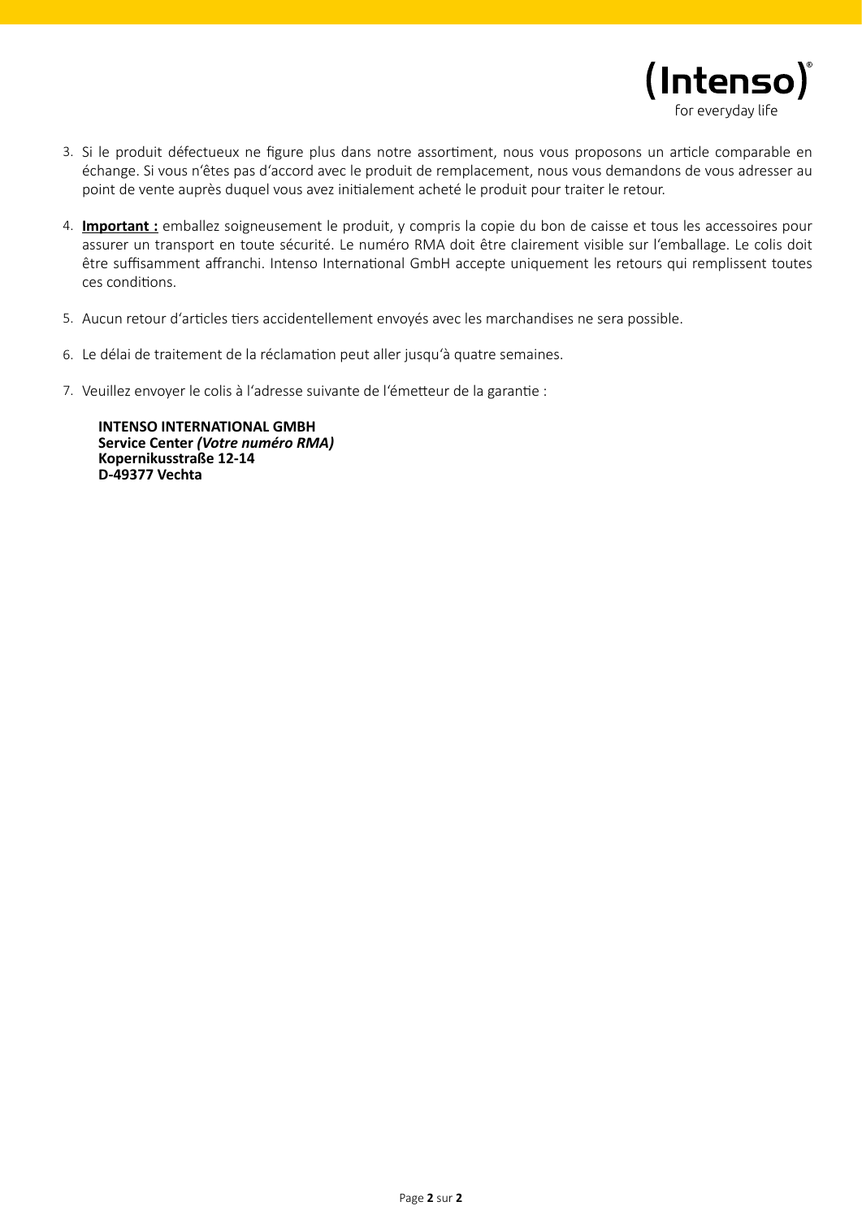3. Si le produit défectueux ne figure plus dans notre assortiment, nous vous proposons un article comparable en échange. Si vous n'êtes pas d'accord avec le produit de remplacement, nous vous demandons de vous adresser au point de vente auprès duquel vous avez initialement acheté le produit pour traiter le retour.

4. **Important :** emballez soigneusement le produit, y compris la copie du bon de caisse et tous les accessoires pour assurer un transport en toute sécurité. Le numéro RMA doit être clairement visible sur l'emballage. Le colis doit être suffisamment affranchi. Intenso International GmbH accepte uniquement les retours qui remplissent toutes ces conditions.

5. Aucun retour d'articles tiers accidentellement envoyés avec les marchandises ne sera possible.

6. Le délai de traitement de la réclamation peut aller jusqu'à quatre semaines.

7. Veuillez envoyer le colis à l'adresse suivante de l'émetteur de la garantie :

   **INTENSO INTERNATIONAL GMBH**
   **Service Center *(Votre numéro RMA)***
   **Kopernikusstraße 12-14**
   **D-49377 Vechta**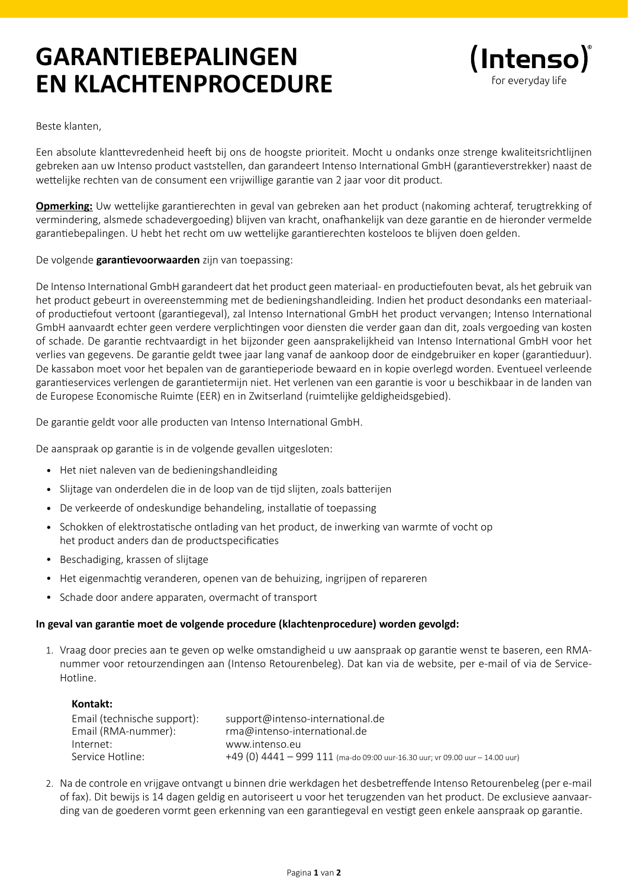# GARANTIEBEPALINGEN EN KLACHTENPROCEDURE

(Intenso)®
for everyday life

Beste klanten,

Een absolute klanttevredenheid heeft bij ons de hoogste prioriteit. Mocht u ondanks onze strenge kwaliteitsrichtlijnen gebreken aan uw Intenso product vaststellen, dan garandeert Intenso International GmbH (garantieverstrekker) naast de wettelijke rechten van de consument een vrijwillige garantie van 2 jaar voor dit product.

**Opmerking:** Uw wettelijke garantierechten in geval van gebreken aan het product (nakoming achteraf, terugtrekking of vermindering, alsmede schadevergoeding) blijven van kracht, onafhankelijk van deze garantie en de hieronder vermelde garantiebepalingen. U hebt het recht om uw wettelijke garantierechten kosteloos te blijven doen gelden.

De volgende **garantievoorwaarden** zijn van toepassing:

De Intenso International GmbH garandeert dat het product geen materiaal- en productiefouten bevat, als het gebruik van het product gebeurt in overeenstemming met de bedieningshandleiding. Indien het product desondanks een materiaal- of productiefout vertoont (garantiegeval), zal Intenso International GmbH het product vervangen; Intenso International GmbH aanvaardt echter geen verdere verplichtingen voor diensten die verder gaan dan dit, zoals vergoeding van kosten of schade. De garantie rechtvaardigt in het bijzonder geen aansprakelijkheid van Intenso International GmbH voor het verlies van gegevens. De garantie geldt twee jaar lang vanaf de aankoop door de eindgebruiker en koper (garantieduur). De kassabon moet voor het bepalen van de garantieperiode bewaard en in kopie overlegd worden. Eventueel verleende garantieservices verlengen de garantietermijn niet. Het verlenen van een garantie is voor u beschikbaar in de landen van de Europese Economische Ruimte (EER) en in Zwitserland (ruimtelijke geldigheidsgebied).

De garantie geldt voor alle producten van Intenso International GmbH.

De aanspraak op garantie is in de volgende gevallen uitgesloten:

- Het niet naleven van de bedieningshandleiding
- Slijtage van onderdelen die in de loop van de tijd slijten, zoals batterijen
- De verkeerde of ondeskundige behandeling, installatie of toepassing
- Schokken of elektrostatische ontlading van het product, de inwerking van warmte of vocht op het product anders dan de productspecificaties
- Beschadiging, krassen of slijtage
- Het eigenmachtig veranderen, openen van de behuizing, ingrijpen of repareren
- Schade door andere apparaten, overmacht of transport

**In geval van garantie moet de volgende procedure (klachtenprocedure) worden gevolgd:**

1. Vraag door precies aan te geven op welke omstandigheid u uw aanspraak op garantie wenst te baseren, een RMA-nummer voor retourzendingen aan (Intenso Retourenbeleg). Dat kan via de website, per e-mail of via de Service-Hotline.

   **Kontakt:**

   | | |
   |---|---|
   | Email (technische support): | support@intenso-international.de |
   | Email (RMA-nummer): | rma@intenso-international.de |
   | Internet: | www.intenso.eu |
   | Service Hotline: | +49 (0) 4441 – 999 111 (ma-do 09:00 uur-16.30 uur; vr 09.00 uur – 14.00 uur) |

2. Na de controle en vrijgave ontvangt u binnen drie werkdagen het desbetreffende Intenso Retourenbeleg (per e-mail of fax). Dit bewijs is 14 dagen geldig en autoriseert u voor het terugzenden van het product. De exclusieve aanvaarding van de goederen vormt geen erkenning van een garantiegeval en vestigt geen enkele aanspraak op garantie.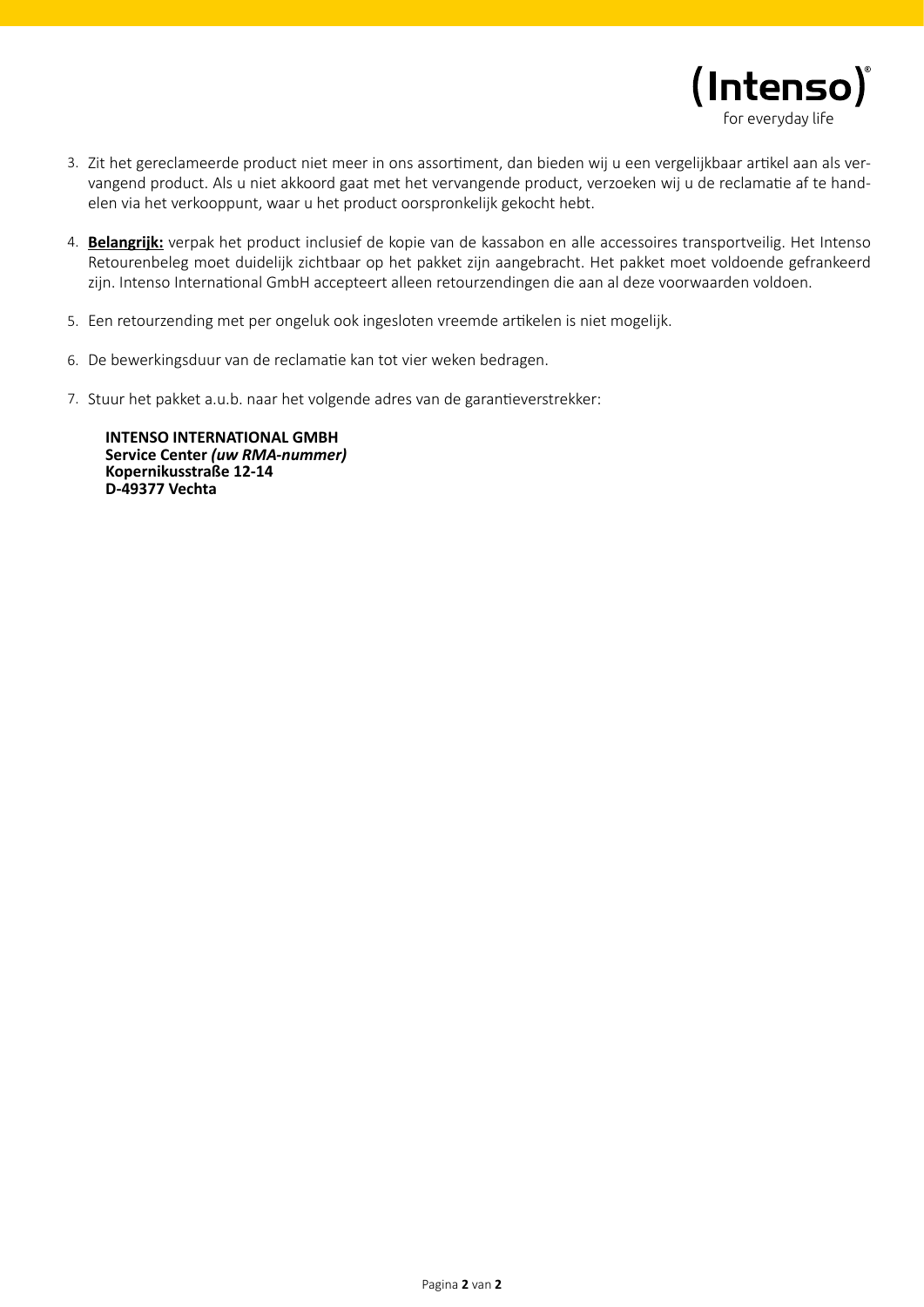3. Zit het gereclameerde product niet meer in ons assortiment, dan bieden wij u een vergelijkbaar artikel aan als vervangend product. Als u niet akkoord gaat met het vervangende product, verzoeken wij u de reclamatie af te handelen via het verkooppunt, waar u het product oorspronkelijk gekocht hebt.

4. **Belangrijk:** verpak het product inclusief de kopie van de kassabon en alle accessoires transportveilig. Het Intenso Retourenbeleg moet duidelijk zichtbaar op het pakket zijn aangebracht. Het pakket moet voldoende gefrankeerd zijn. Intenso International GmbH accepteert alleen retourzendingen die aan al deze voorwaarden voldoen.

5. Een retourzending met per ongeluk ook ingesloten vreemde artikelen is niet mogelijk.

6. De bewerkingsduur van de reclamatie kan tot vier weken bedragen.

7. Stuur het pakket a.u.b. naar het volgende adres van de garantieverstrekker:

   **INTENSO INTERNATIONAL GMBH**
   **Service Center *(uw RMA-nummer)***
   **Kopernikusstraße 12-14**
   **D-49377 Vechta**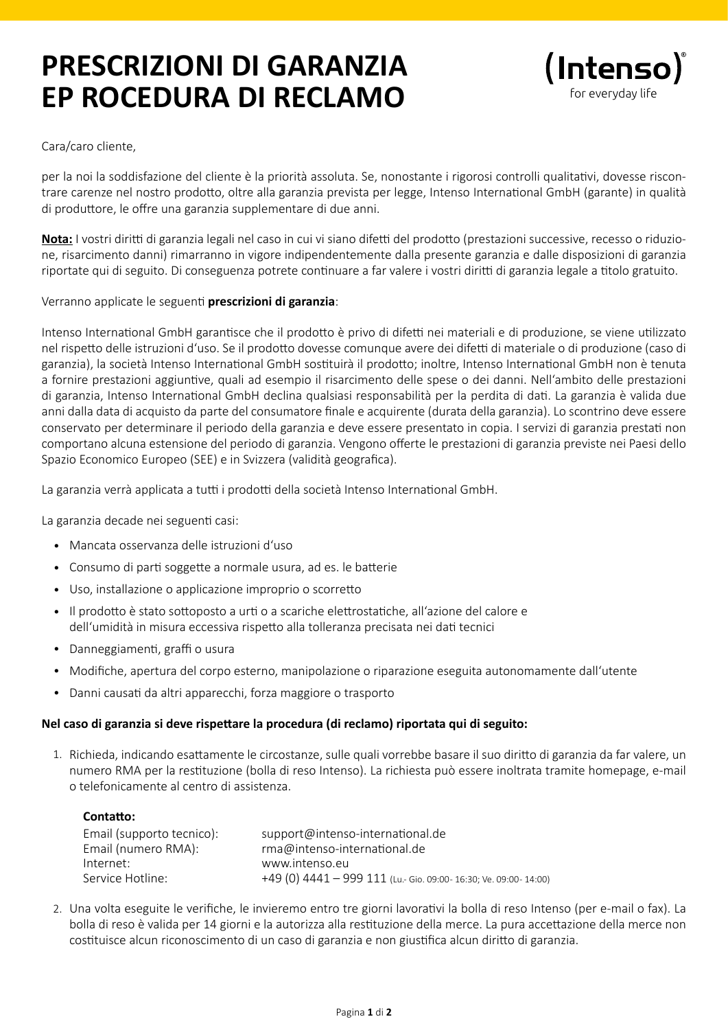# PRESCRIZIONI DI GARANZIA EP ROCEDURA DI RECLAMO

(Intenso)®
for everyday life

Cara/caro cliente,

per la noi la soddisfazione del cliente è la priorità assoluta. Se, nonostante i rigorosi controlli qualitativi, dovesse riscontrare carenze nel nostro prodotto, oltre alla garanzia prevista per legge, Intenso International GmbH (garante) in qualità di produttore, le offre una garanzia supplementare di due anni.

**Nota:** I vostri diritti di garanzia legali nel caso in cui vi siano difetti del prodotto (prestazioni successive, recesso o riduzione, risarcimento danni) rimarranno in vigore indipendentemente dalla presente garanzia e dalle disposizioni di garanzia riportate qui di seguito. Di conseguenza potrete continuare a far valere i vostri diritti di garanzia legale a titolo gratuito.

Verranno applicate le seguenti **prescrizioni di garanzia**:

Intenso International GmbH garantisce che il prodotto è privo di difetti nei materiali e di produzione, se viene utilizzato nel rispetto delle istruzioni d'uso. Se il prodotto dovesse comunque avere dei difetti di materiale o di produzione (caso di garanzia), la società Intenso International GmbH sostituirà il prodotto; inoltre, Intenso International GmbH non è tenuta a fornire prestazioni aggiuntive, quali ad esempio il risarcimento delle spese o dei danni. Nell'ambito delle prestazioni di garanzia, Intenso International GmbH declina qualsiasi responsabilità per la perdita di dati. La garanzia è valida due anni dalla data di acquisto da parte del consumatore finale e acquirente (durata della garanzia). Lo scontrino deve essere conservato per determinare il periodo della garanzia e deve essere presentato in copia. I servizi di garanzia prestati non comportano alcuna estensione del periodo di garanzia. Vengono offerte le prestazioni di garanzia previste nei Paesi dello Spazio Economico Europeo (SEE) e in Svizzera (validità geografica).

La garanzia verrà applicata a tutti i prodotti della società Intenso International GmbH.

La garanzia decade nei seguenti casi:

- Mancata osservanza delle istruzioni d'uso
- Consumo di parti soggette a normale usura, ad es. le batterie
- Uso, installazione o applicazione improprio o scorretto
- Il prodotto è stato sottoposto a urti o a scariche elettrostatiche, all'azione del calore e dell'umidità in misura eccessiva rispetto alla tolleranza precisata nei dati tecnici
- Danneggiamenti, graffi o usura
- Modifiche, apertura del corpo esterno, manipolazione o riparazione eseguita autonomamente dall'utente
- Danni causati da altri apparecchi, forza maggiore o trasporto

**Nel caso di garanzia si deve rispettare la procedura (di reclamo) riportata qui di seguito:**

1. Richieda, indicando esattamente le circostanze, sulle quali vorrebbe basare il suo diritto di garanzia da far valere, un numero RMA per la restituzione (bolla di reso Intenso). La richiesta può essere inoltrata tramite homepage, e-mail o telefonicamente al centro di assistenza.

   **Contatto:**

   | | |
   |---|---|
   | Email (supporto tecnico): | support@intenso-international.de |
   | Email (numero RMA): | rma@intenso-international.de |
   | Internet: | www.intenso.eu |
   | Service Hotline: | +49 (0) 4441 – 999 111 (Lu.- Gio. 09:00- 16:30; Ve. 09:00- 14:00) |

2. Una volta eseguite le verifiche, le invieremo entro tre giorni lavorativi la bolla di reso Intenso (per e-mail o fax). La bolla di reso è valida per 14 giorni e la autorizza alla restituzione della merce. La pura accettazione della merce non costituisce alcun riconoscimento di un caso di garanzia e non giustifica alcun diritto di garanzia.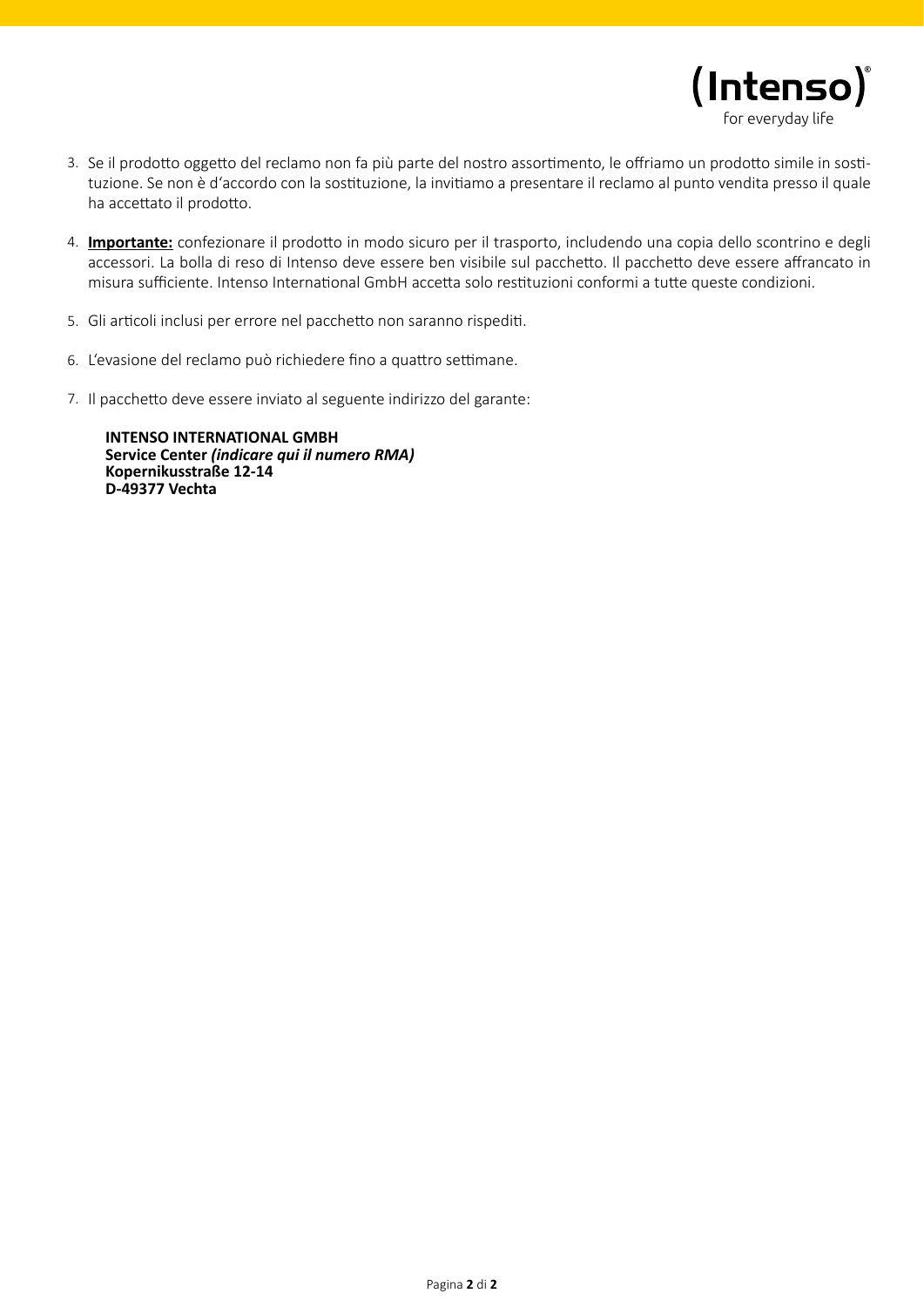3. Se il prodotto oggetto del reclamo non fa più parte del nostro assortimento, le offriamo un prodotto simile in sostituzione. Se non è d'accordo con la sostituzione, la invitiamo a presentare il reclamo al punto vendita presso il quale ha accettato il prodotto.

4. **Importante:** confezionare il prodotto in modo sicuro per il trasporto, includendo una copia dello scontrino e degli accessori. La bolla di reso di Intenso deve essere ben visibile sul pacchetto. Il pacchetto deve essere affrancato in misura sufficiente. Intenso International GmbH accetta solo restituzioni conformi a tutte queste condizioni.

5. Gli articoli inclusi per errore nel pacchetto non saranno rispediti.

6. L'evasione del reclamo può richiedere fino a quattro settimane.

7. Il pacchetto deve essere inviato al seguente indirizzo del garante:

   **INTENSO INTERNATIONAL GMBH**
   **Service Center *(indicare qui il numero RMA)***
   **Kopernikusstraße 12-14**
   **D-49377 Vechta**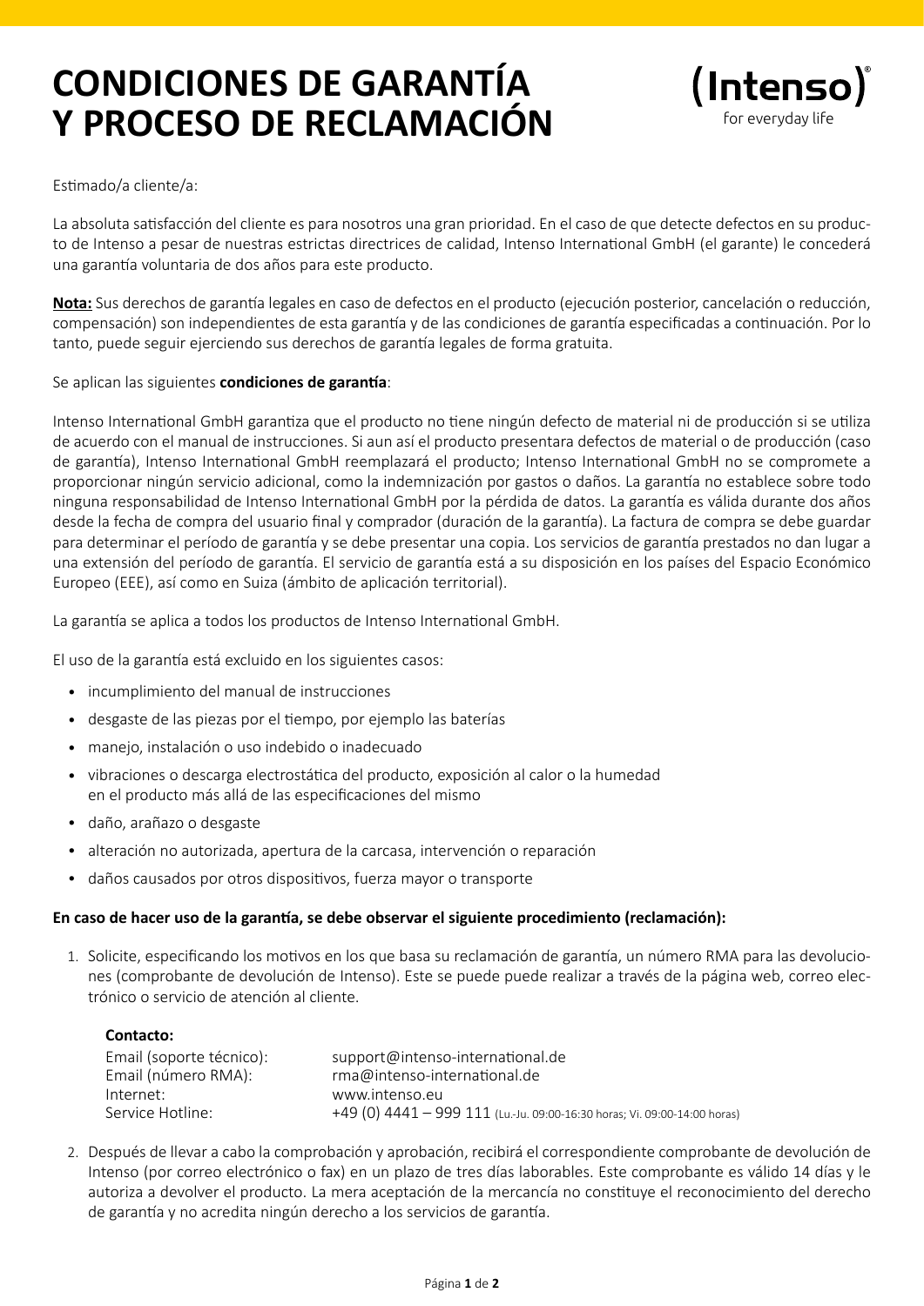# CONDICIONES DE GARANTÍA Y PROCESO DE RECLAMACIÓN

Intenso for everyday life

Estimado/a cliente/a:

La absoluta satisfacción del cliente es para nosotros una gran prioridad. En el caso de que detecte defectos en su producto de Intenso a pesar de nuestras estrictas directrices de calidad, Intenso International GmbH (el garante) le concederá una garantía voluntaria de dos años para este producto.

**Nota:** Sus derechos de garantía legales en caso de defectos en el producto (ejecución posterior, cancelación o reducción, compensación) son independientes de esta garantía y de las condiciones de garantía especificadas a continuación. Por lo tanto, puede seguir ejerciendo sus derechos de garantía legales de forma gratuita.

Se aplican las siguientes **condiciones de garantía**:

Intenso International GmbH garantiza que el producto no tiene ningún defecto de material ni de producción si se utiliza de acuerdo con el manual de instrucciones. Si aun así el producto presentara defectos de material o de producción (caso de garantía), Intenso International GmbH reemplazará el producto; Intenso International GmbH no se compromete a proporcionar ningún servicio adicional, como la indemnización por gastos o daños. La garantía no establece sobre todo ninguna responsabilidad de Intenso International GmbH por la pérdida de datos. La garantía es válida durante dos años desde la fecha de compra del usuario final y comprador (duración de la garantía). La factura de compra se debe guardar para determinar el período de garantía y se debe presentar una copia. Los servicios de garantía prestados no dan lugar a una extensión del período de garantía. El servicio de garantía está a su disposición en los países del Espacio Económico Europeo (EEE), así como en Suiza (ámbito de aplicación territorial).

La garantía se aplica a todos los productos de Intenso International GmbH.

El uso de la garantía está excluido en los siguientes casos:

- incumplimiento del manual de instrucciones
- desgaste de las piezas por el tiempo, por ejemplo las baterías
- manejo, instalación o uso indebido o inadecuado
- vibraciones o descarga electrostática del producto, exposición al calor o la humedad en el producto más allá de las especificaciones del mismo
- daño, arañazo o desgaste
- alteración no autorizada, apertura de la carcasa, intervención o reparación
- daños causados por otros dispositivos, fuerza mayor o transporte

**En caso de hacer uso de la garantía, se debe observar el siguiente procedimiento (reclamación):**

1. Solicite, especificando los motivos en los que basa su reclamación de garantía, un número RMA para las devoluciones (comprobante de devolución de Intenso). Este se puede puede realizar a través de la página web, correo electrónico o servicio de atención al cliente.

   **Contacto:**

   | | |
   |---|---|
   | Email (soporte técnico): | support@intenso-international.de |
   | Email (número RMA): | rma@intenso-international.de |
   | Internet: | www.intenso.eu |
   | Service Hotline: | +49 (0) 4441 – 999 111 (Lu.-Ju. 09:00-16:30 horas; Vi. 09:00-14:00 horas) |

2. Después de llevar a cabo la comprobación y aprobación, recibirá el correspondiente comprobante de devolución de Intenso (por correo electrónico o fax) en un plazo de tres días laborables. Este comprobante es válido 14 días y le autoriza a devolver el producto. La mera aceptación de la mercancía no constituye el reconocimiento del derecho de garantía y no acredita ningún derecho a los servicios de garantía.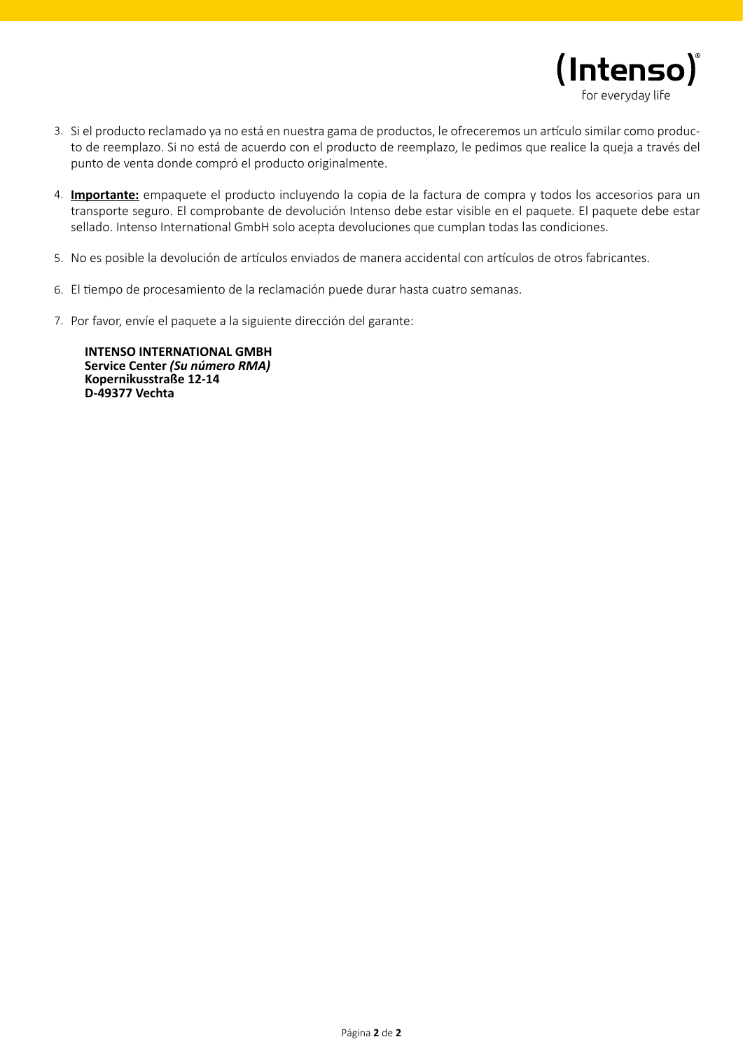3. Si el producto reclamado ya no está en nuestra gama de productos, le ofreceremos un artículo similar como producto de reemplazo. Si no está de acuerdo con el producto de reemplazo, le pedimos que realice la queja a través del punto de venta donde compró el producto originalmente.

4. **Importante:** empaquete el producto incluyendo la copia de la factura de compra y todos los accesorios para un transporte seguro. El comprobante de devolución Intenso debe estar visible en el paquete. El paquete debe estar sellado. Intenso International GmbH solo acepta devoluciones que cumplan todas las condiciones.

5. No es posible la devolución de artículos enviados de manera accidental con artículos de otros fabricantes.

6. El tiempo de procesamiento de la reclamación puede durar hasta cuatro semanas.

7. Por favor, envíe el paquete a la siguiente dirección del garante:

   **INTENSO INTERNATIONAL GMBH**
   **Service Center *(Su número RMA)***
   **Kopernikusstraße 12-14**
   **D-49377 Vechta**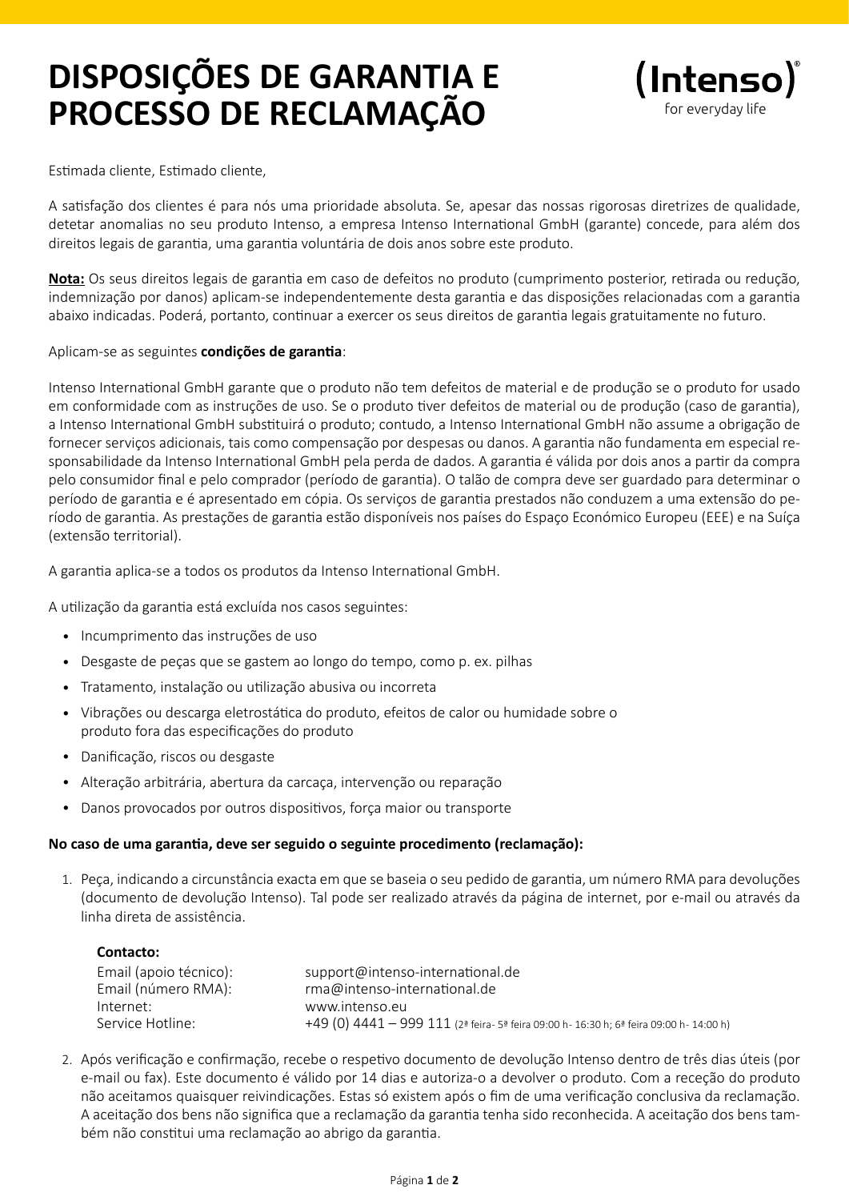# DISPOSIÇÕES DE GARANTIA E PROCESSO DE RECLAMAÇÃO

(Intenso)®
for everyday life

Estimada cliente, Estimado cliente,

A satisfação dos clientes é para nós uma prioridade absoluta. Se, apesar das nossas rigorosas diretrizes de qualidade, detetar anomalias no seu produto Intenso, a empresa Intenso International GmbH (garante) concede, para além dos direitos legais de garantia, uma garantia voluntária de dois anos sobre este produto.

**Nota:** Os seus direitos legais de garantia em caso de defeitos no produto (cumprimento posterior, retirada ou redução, indemnização por danos) aplicam-se independentemente desta garantia e das disposições relacionadas com a garantia abaixo indicadas. Poderá, portanto, continuar a exercer os seus direitos de garantia legais gratuitamente no futuro.

Aplicam-se as seguintes **condições de garantia**:

Intenso International GmbH garante que o produto não tem defeitos de material e de produção se o produto for usado em conformidade com as instruções de uso. Se o produto tiver defeitos de material ou de produção (caso de garantia), a Intenso International GmbH substituirá o produto; contudo, a Intenso International GmbH não assume a obrigação de fornecer serviços adicionais, tais como compensação por despesas ou danos. A garantia não fundamenta em especial responsabilidade da Intenso International GmbH pela perda de dados. A garantia é válida por dois anos a partir da compra pelo consumidor final e pelo comprador (período de garantia). O talão de compra deve ser guardado para determinar o período de garantia e é apresentado em cópia. Os serviços de garantia prestados não conduzem a uma extensão do período de garantia. As prestações de garantia estão disponíveis nos países do Espaço Económico Europeu (EEE) e na Suíça (extensão territorial).

A garantia aplica-se a todos os produtos da Intenso International GmbH.

A utilização da garantia está excluída nos casos seguintes:

- Incumprimento das instruções de uso
- Desgaste de peças que se gastem ao longo do tempo, como p. ex. pilhas
- Tratamento, instalação ou utilização abusiva ou incorreta
- Vibrações ou descarga eletrostática do produto, efeitos de calor ou humidade sobre o produto fora das especificações do produto
- Danificação, riscos ou desgaste
- Alteração arbitrária, abertura da carcaça, intervenção ou reparação
- Danos provocados por outros dispositivos, força maior ou transporte

**No caso de uma garantia, deve ser seguido o seguinte procedimento (reclamação):**

1. Peça, indicando a circunstância exacta em que se baseia o seu pedido de garantia, um número RMA para devoluções (documento de devolução Intenso). Tal pode ser realizado através da página de internet, por e-mail ou através da linha direta de assistência.

   **Contacto:**

   | | |
   |---|---|
   | Email (apoio técnico): | support@intenso-international.de |
   | Email (número RMA): | rma@intenso-international.de |
   | Internet: | www.intenso.eu |
   | Service Hotline: | +49 (0) 4441 – 999 111 (2ª feira- 5ª feira 09:00 h- 16:30 h; 6ª feira 09:00 h- 14:00 h) |

2. Após verificação e confirmação, recebe o respetivo documento de devolução Intenso dentro de três dias úteis (por e-mail ou fax). Este documento é válido por 14 dias e autoriza-o a devolver o produto. Com a receção do produto não aceitamos quaisquer reivindicações. Estas só existem após o fim de uma verificação conclusiva da reclamação. A aceitação dos bens não significa que a reclamação da garantia tenha sido reconhecida. A aceitação dos bens também não constitui uma reclamação ao abrigo da garantia.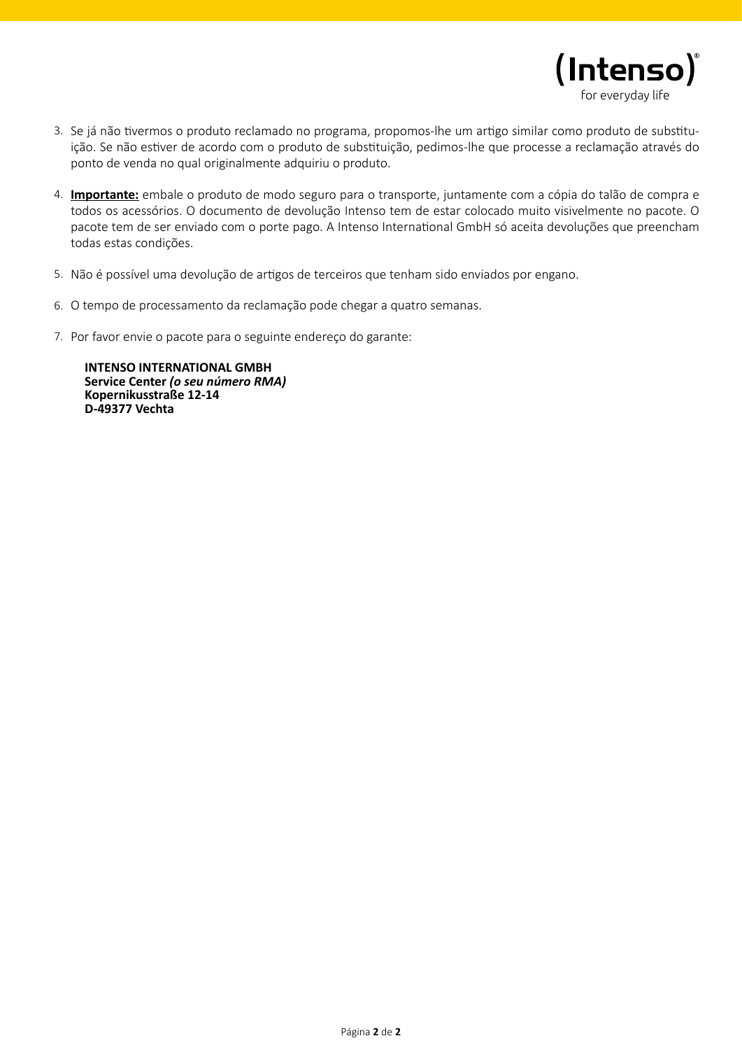3. Se já não tivermos o produto reclamado no programa, propomos-lhe um artigo similar como produto de substituição. Se não estiver de acordo com o produto de substituição, pedimos-lhe que processe a reclamação através do ponto de venda no qual originalmente adquiriu o produto.

4. **Importante:** embale o produto de modo seguro para o transporte, juntamente com a cópia do talão de compra e todos os acessórios. O documento de devolução Intenso tem de estar colocado muito visivelmente no pacote. O pacote tem de ser enviado com o porte pago. A Intenso International GmbH só aceita devoluções que preencham todas estas condições.

5. Não é possível uma devolução de artigos de terceiros que tenham sido enviados por engano.

6. O tempo de processamento da reclamação pode chegar a quatro semanas.

7. Por favor envie o pacote para o seguinte endereço do garante:

   **INTENSO INTERNATIONAL GMBH**
   **Service Center *(o seu número RMA)***
   **Kopernikusstraße 12-14**
   **D-49377 Vechta**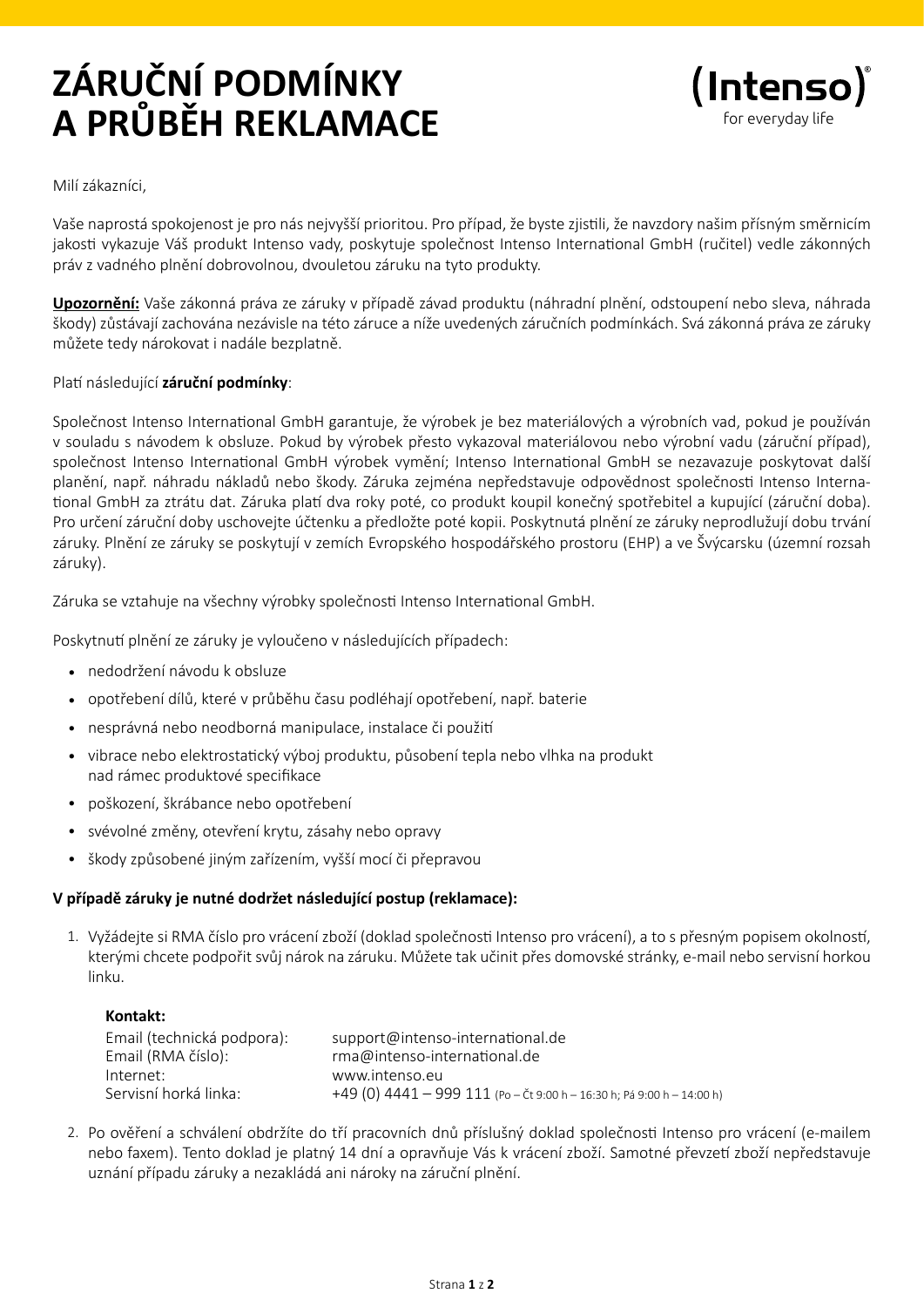# ZÁRUČNÍ PODMÍNKY A PRŮBĚH REKLAMACE

(Intenso)®
for everyday life

Milí zákazníci,

Vaše naprostá spokojenost je pro nás nejvyšší prioritou. Pro případ, že byste zjistili, že navzdory našim přísným směrnicím jakosti vykazuje Váš produkt Intenso vady, poskytuje společnost Intenso International GmbH (ručitel) vedle zákonných práv z vadného plnění dobrovolnou, dvouletou záruku na tyto produkty.

**Upozornění:** Vaše zákonná práva ze záruky v případě závad produktu (náhradní plnění, odstoupení nebo sleva, náhrada škody) zůstávají zachována nezávisle na této záruce a níže uvedených záručních podmínkách. Svá zákonná práva ze záruky můžete tedy nárokovat i nadále bezplatně.

Platí následující **záruční podmínky**:

Společnost Intenso International GmbH garantuje, že výrobek je bez materiálových a výrobních vad, pokud je používán v souladu s návodem k obsluze. Pokud by výrobek přesto vykazoval materiálovou nebo výrobní vadu (záruční případ), společnost Intenso International GmbH výrobek vymění; Intenso International GmbH se nezavazuje poskytovat další planění, např. náhradu nákladů nebo škody. Záruka zejména nepředstavuje odpovědnost společnosti Intenso International GmbH za ztrátu dat. Záruka platí dva roky poté, co produkt koupil konečný spotřebitel a kupující (záruční doba). Pro určení záruční doby uschovejte účtenku a předložte poté kopii. Poskytnutá plnění ze záruky neprodlužují dobu trvání záruky. Plnění ze záruky se poskytují v zemích Evropského hospodářského prostoru (EHP) a ve Švýcarsku (územní rozsah záruky).

Záruka se vztahuje na všechny výrobky společnosti Intenso International GmbH.

Poskytnutí plnění ze záruky je vyloučeno v následujících případech:

- nedodržení návodu k obsluze
- opotřebení dílů, které v průběhu času podléhají opotřebení, např. baterie
- nesprávná nebo neodborná manipulace, instalace či použití
- vibrace nebo elektrostatický výboj produktu, působení tepla nebo vlhka na produkt nad rámec produktové specifikace
- poškození, škrábance nebo opotřebení
- svévolné změny, otevření krytu, zásahy nebo opravy
- škody způsobené jiným zařízením, vyšší mocí či přepravou

**V případě záruky je nutné dodržet následující postup (reklamace):**

1. Vyžádejte si RMA číslo pro vrácení zboží (doklad společnosti Intenso pro vrácení), a to s přesným popisem okolností, kterými chcete podpořit svůj nárok na záruku. Můžete tak učinit přes domovské stránky, e-mail nebo servisní horkou linku.

   **Kontakt:**

   | | |
   |---|---|
   | Email (technická podpora): | support@intenso-international.de |
   | Email (RMA číslo): | rma@intenso-international.de |
   | Internet: | www.intenso.eu |
   | Servisní horká linka: | +49 (0) 4441 – 999 111 (Po – Čt 9:00 h – 16:30 h; Pá 9:00 h – 14:00 h) |

2. Po ověření a schválení obdržíte do tří pracovních dnů příslušný doklad společnosti Intenso pro vrácení (e-mailem nebo faxem). Tento doklad je platný 14 dní a opravňuje Vás k vrácení zboží. Samotné převzetí zboží nepředstavuje uznání případu záruky a nezakládá ani nároky na záruční plnění.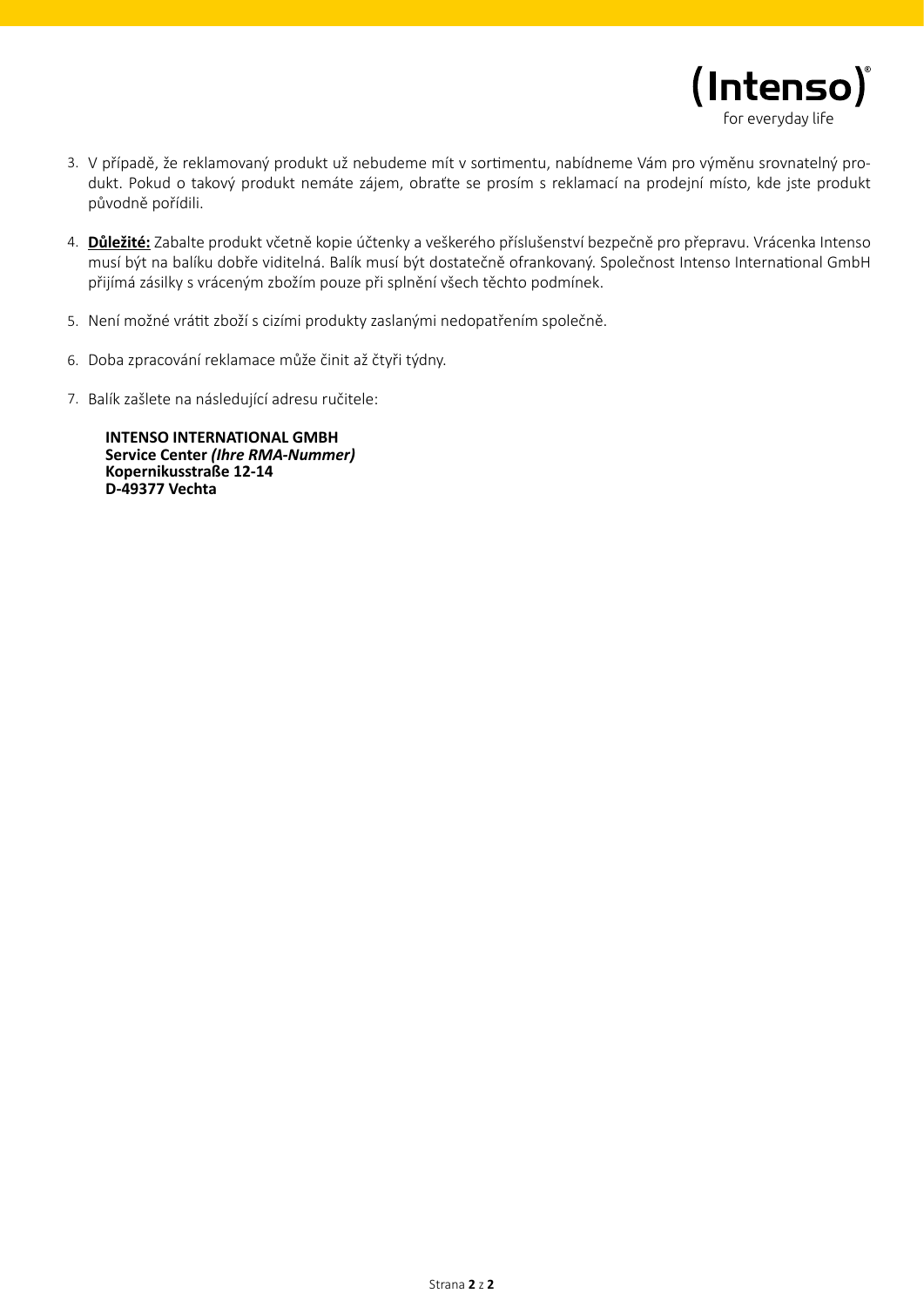3. V případě, že reklamovaný produkt už nebudeme mít v sortimentu, nabídneme Vám pro výměnu srovnatelný produkt. Pokud o takový produkt nemáte zájem, obraťte se prosím s reklamací na prodejní místo, kde jste produkt původně pořídili.

4. **Důležité:** Zabalte produkt včetně kopie účtenky a veškerého příslušenství bezpečně pro přepravu. Vrácenka Intenso musí být na balíku dobře viditelná. Balík musí být dostatečně ofrankovaný. Společnost Intenso International GmbH přijímá zásilky s vráceným zbožím pouze při splnění všech těchto podmínek.

5. Není možné vrátit zboží s cizími produkty zaslanými nedopatřením společně.

6. Doba zpracování reklamace může činit až čtyři týdny.

7. Balík zašlete na následující adresu ručitele:

   **INTENSO INTERNATIONAL GMBH**
   **Service Center *(Ihre RMA-Nummer)***
   **Kopernikusstraße 12-14**
   **D-49377 Vechta**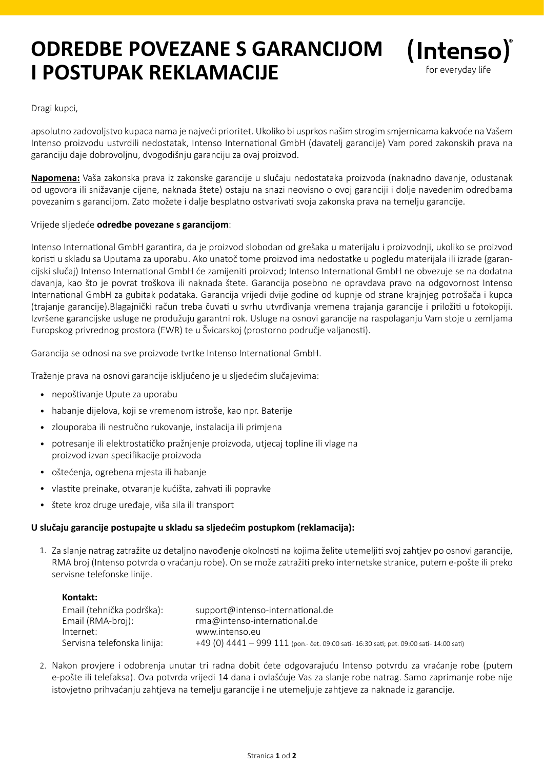# ODREDBE POVEZANE S GARANCIJOM I POSTUPAK REKLAMACIJE

(Intenso)® for everyday life

Dragi kupci,

apsolutno zadovoljstvo kupaca nama je najveći prioritet. Ukoliko bi usprkos našim strogim smjernicama kakvoće na Vašem Intenso proizvodu ustvrdili nedostatak, Intenso International GmbH (davatelj garancije) Vam pored zakonskih prava na garanciju daje dobrovoljnu, dvogodišnju garanciju za ovaj proizvod.

**Napomena:** Vaša zakonska prava iz zakonske garancije u slučaju nedostataka proizvoda (naknadno davanje, odustanak od ugovora ili snižavanje cijene, naknada štete) ostaju na snazi neovisno o ovoj garanciji i dolje navedenim odredbama povezanim s garancijom. Zato možete i dalje besplatno ostvarivati svoja zakonska prava na temelju garancije.

Vrijede sljedeće **odredbe povezane s garancijom**:

Intenso International GmbH garantira, da je proizvod slobodan od grešaka u materijalu i proizvodnji, ukoliko se proizvod koristi u skladu sa Uputama za uporabu. Ako unatoč tome proizvod ima nedostatke u pogledu materijala ili izrade (garancijski slučaj) Intenso International GmbH će zamijeniti proizvod; Intenso International GmbH ne obvezuje se na dodatna davanja, kao što je povrat troškova ili naknada štete. Garancija posebno ne opravdava pravo na odgovornost Intenso International GmbH za gubitak podataka. Garancija vrijedi dvije godine od kupnje od strane krajnjeg potrošača i kupca (trajanje garancije).Blagajnički račun treba čuvati u svrhu utvrđivanja vremena trajanja garancije i priložiti u fotokopiji. Izvršene garancijske usluge ne produžuju garantni rok. Usluge na osnovi garancije na raspolaganju Vam stoje u zemljama Europskog privrednog prostora (EWR) te u Švicarskoj (prostorno područje valjanosti).

Garancija se odnosi na sve proizvode tvrtke Intenso International GmbH.

Traženje prava na osnovi garancije isključeno je u sljedećim slučajevima:

- nepoštivanje Upute za uporabu
- habanje dijelova, koji se vremenom istroše, kao npr. Baterije
- zlouporaba ili nestručno rukovanje, instalacija ili primjena
- potresanje ili elektrostatičko pražnjenje proizvoda, utjecaj topline ili vlage na proizvod izvan specifikacije proizvoda
- oštećenja, ogrebena mjesta ili habanje
- vlastite preinake, otvaranje kućišta, zahvati ili popravke
- štete kroz druge uređaje, viša sila ili transport

**U slučaju garancije postupajte u skladu sa sljedećim postupkom (reklamacija):**

1. Za slanje natrag zatražite uz detaljno navođenje okolnosti na kojima želite utemeljiti svoj zahtjev po osnovi garancije, RMA broj (Intenso potvrda o vraćanju robe). On se može zatražiti preko internetske stranice, putem e-pošte ili preko servisne telefonske linije.

   **Kontakt:**

   | | |
   |---|---|
   | Email (tehnička podrška): | support@intenso-international.de |
   | Email (RMA-broj): | rma@intenso-international.de |
   | Internet: | www.intenso.eu |
   | Servisna telefonska linija: | +49 (0) 4441 – 999 111 (pon.- čet. 09:00 sati- 16:30 sati; pet. 09:00 sati- 14:00 sati) |

2. Nakon provjere i odobrenja unutar tri radna dobit ćete odgovarajuću Intenso potvrdu za vraćanje robe (putem e-pošte ili telefaksa). Ova potvrda vrijedi 14 dana i ovlašćuje Vas za slanje robe natrag. Samo zaprimanje robe nije istovjetno prihvaćanju zahtjeva na temelju garancije i ne utemeljuje zahtjeve za naknade iz garancije.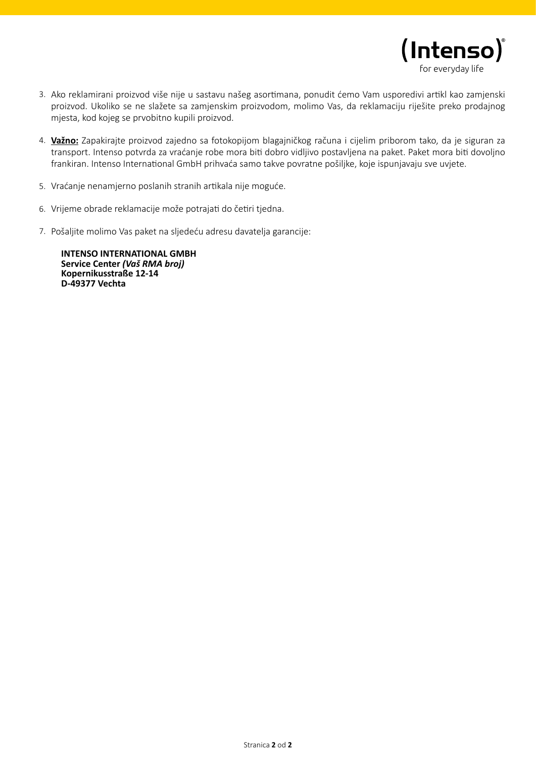3. Ako reklamirani proizvod više nije u sastavu našeg asortimana, ponudit ćemo Vam usporedivi artikl kao zamjenski proizvod. Ukoliko se ne slažete sa zamjenskim proizvodom, molimo Vas, da reklamaciju riješite preko prodajnog mjesta, kod kojeg se prvobitno kupili proizvod.

4. **Važno:** Zapakirajte proizvod zajedno sa fotokopijom blagajničkog računa i cijelim priborom tako, da je siguran za transport. Intenso potvrda za vraćanje robe mora biti dobro vidljivo postavljena na paket. Paket mora biti dovoljno frankiran. Intenso International GmbH prihvaća samo takve povratne pošiljke, koje ispunjavaju sve uvjete.

5. Vraćanje nenamjerno poslanih stranih artikala nije moguće.

6. Vrijeme obrade reklamacije može potrajati do četiri tjedna.

7. Pošaljite molimo Vas paket na sljedeću adresu davatelja garancije:

   **INTENSO INTERNATIONAL GMBH**
   **Service Center *(Vaš RMA broj)***
   **Kopernikusstraße 12-14**
   **D-49377 Vechta**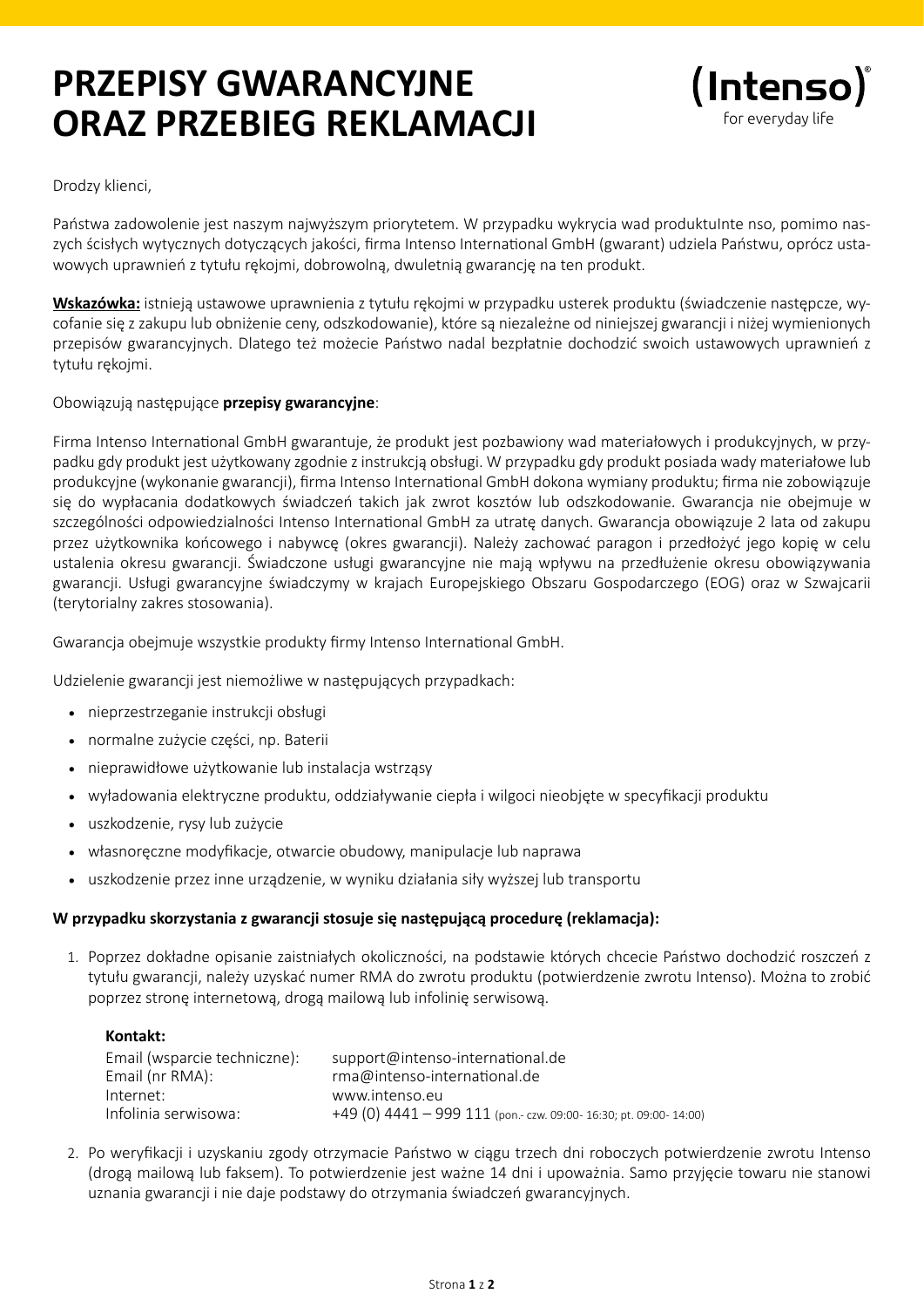# PRZEPISY GWARANCYJNE ORAZ PRZEBIEG REKLAMACJI

(Intenso)®
for everyday life

Drodzy klienci,

Państwa zadowolenie jest naszym najwyższym priorytetem. W przypadku wykrycia wad produktuInte nso, pomimo naszych ścisłych wytycznych dotyczących jakości, firma Intenso International GmbH (gwarant) udziela Państwu, oprócz ustawowych uprawnień z tytułu rękojmi, dobrowolną, dwuletnią gwarancję na ten produkt.

**Wskazówka:** istnieją ustawowe uprawnienia z tytułu rękojmi w przypadku usterek produktu (świadczenie następcze, wycofanie się z zakupu lub obniżenie ceny, odszkodowanie), które są niezależne od niniejszej gwarancji i niżej wymienionych przepisów gwarancyjnych. Dlatego też możecie Państwo nadal bezpłatnie dochodzić swoich ustawowych uprawnień z tytułu rękojmi.

Obowiązują następujące **przepisy gwarancyjne**:

Firma Intenso International GmbH gwarantuje, że produkt jest pozbawiony wad materiałowych i produkcyjnych, w przypadku gdy produkt jest użytkowany zgodnie z instrukcją obsługi. W przypadku gdy produkt posiada wady materiałowe lub produkcyjne (wykonanie gwarancji), firma Intenso International GmbH dokona wymiany produktu; firma nie zobowiązuje się do wypłacania dodatkowych świadczeń takich jak zwrot kosztów lub odszkodowanie. Gwarancja nie obejmuje w szczególności odpowiedzialności Intenso International GmbH za utratę danych. Gwarancja obowiązuje 2 lata od zakupu przez użytkownika końcowego i nabywcę (okres gwarancji). Należy zachować paragon i przedłożyć jego kopię w celu ustalenia okresu gwarancji. Świadczone usługi gwarancyjne nie mają wpływu na przedłużenie okresu obowiązywania gwarancji. Usługi gwarancyjne świadczymy w krajach Europejskiego Obszaru Gospodarczego (EOG) oraz w Szwajcarii (terytorialny zakres stosowania).

Gwarancja obejmuje wszystkie produkty firmy Intenso International GmbH.

Udzielenie gwarancji jest niemożliwe w następujących przypadkach:

- nieprzestrzeganie instrukcji obsługi
- normalne zużycie części, np. Baterii
- nieprawidłowe użytkowanie lub instalacja wstrząsy
- wyładowania elektryczne produktu, oddziaływanie ciepła i wilgoci nieobjęte w specyfikacji produktu
- uszkodzenie, rysy lub zużycie
- własnoręczne modyfikacje, otwarcie obudowy, manipulacje lub naprawa
- uszkodzenie przez inne urządzenie, w wyniku działania siły wyższej lub transportu

**W przypadku skorzystania z gwarancji stosuje się następującą procedurę (reklamacja):**

1. Poprzez dokładne opisanie zaistniałych okoliczności, na podstawie których chcecie Państwo dochodzić roszczeń z tytułu gwarancji, należy uzyskać numer RMA do zwrotu produktu (potwierdzenie zwrotu Intenso). Można to zrobić poprzez stronę internetową, drogą mailową lub infolinię serwisową.

   **Kontakt:**

   | | |
   |---|---|
   | Email (wsparcie techniczne): | support@intenso-international.de |
   | Email (nr RMA): | rma@intenso-international.de |
   | Internet: | www.intenso.eu |
   | Infolinia serwisowa: | +49 (0) 4441 – 999 111 (pon.- czw. 09:00- 16:30; pt. 09:00- 14:00) |

2. Po weryfikacji i uzyskaniu zgody otrzymacie Państwo w ciągu trzech dni roboczych potwierdzenie zwrotu Intenso (drogą mailową lub faksem). To potwierdzenie jest ważne 14 dni i upoważnia. Samo przyjęcie towaru nie stanowi uznania gwarancji i nie daje podstawy do otrzymania świadczeń gwarancyjnych.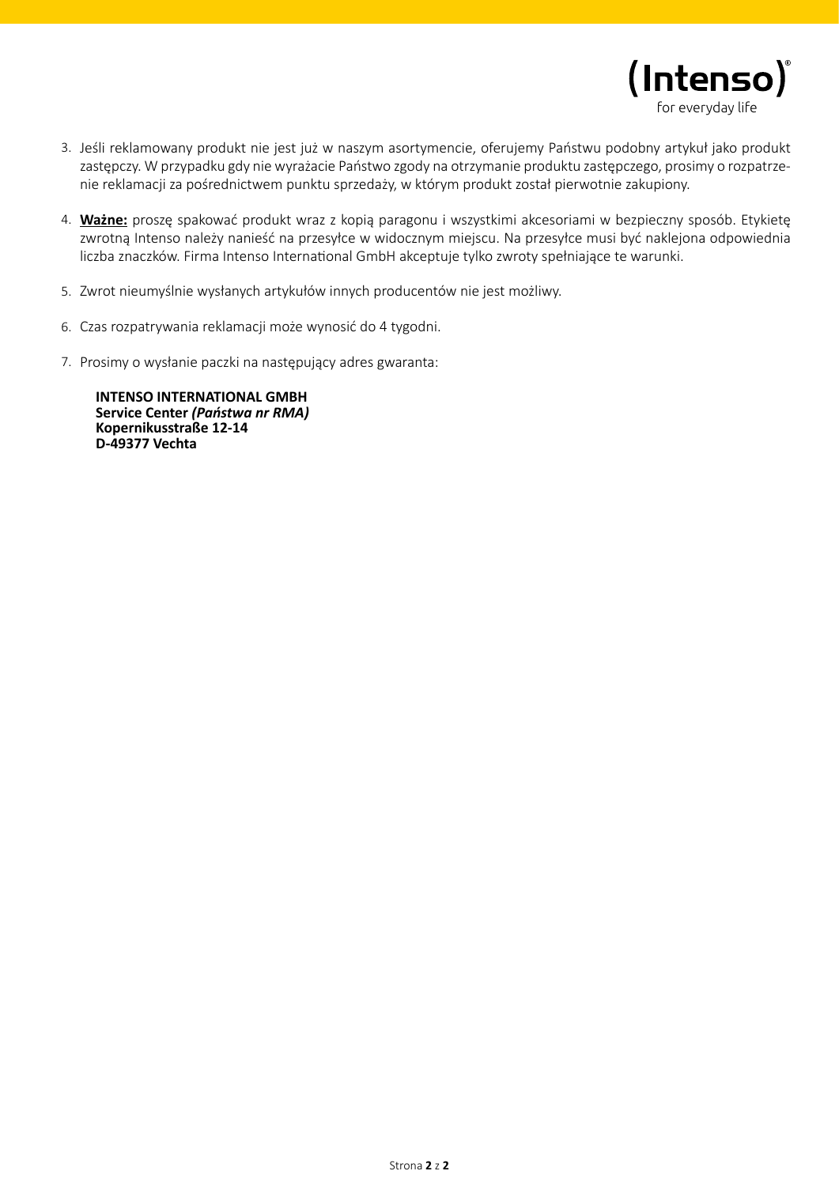3. Jeśli reklamowany produkt nie jest już w naszym asortymencie, oferujemy Państwu podobny artykuł jako produkt zastępczy. W przypadku gdy nie wyrażacie Państwo zgody na otrzymanie produktu zastępczego, prosimy o rozpatrzenie reklamacji za pośrednictwem punktu sprzedaży, w którym produkt został pierwotnie zakupiony.

4. **Ważne:** proszę spakować produkt wraz z kopią paragonu i wszystkimi akcesoriami w bezpieczny sposób. Etykietę zwrotną Intenso należy nanieść na przesyłce w widocznym miejscu. Na przesyłce musi być naklejona odpowiednia liczba znaczków. Firma Intenso International GmbH akceptuje tylko zwroty spełniające te warunki.

5. Zwrot nieumyślnie wysłanych artykułów innych producentów nie jest możliwy.

6. Czas rozpatrywania reklamacji może wynosić do 4 tygodni.

7. Prosimy o wysłanie paczki na następujący adres gwaranta:

   **INTENSO INTERNATIONAL GMBH**
   **Service Center *(Państwa nr RMA)***
   **Kopernikusstraße 12-14**
   **D-49377 Vechta**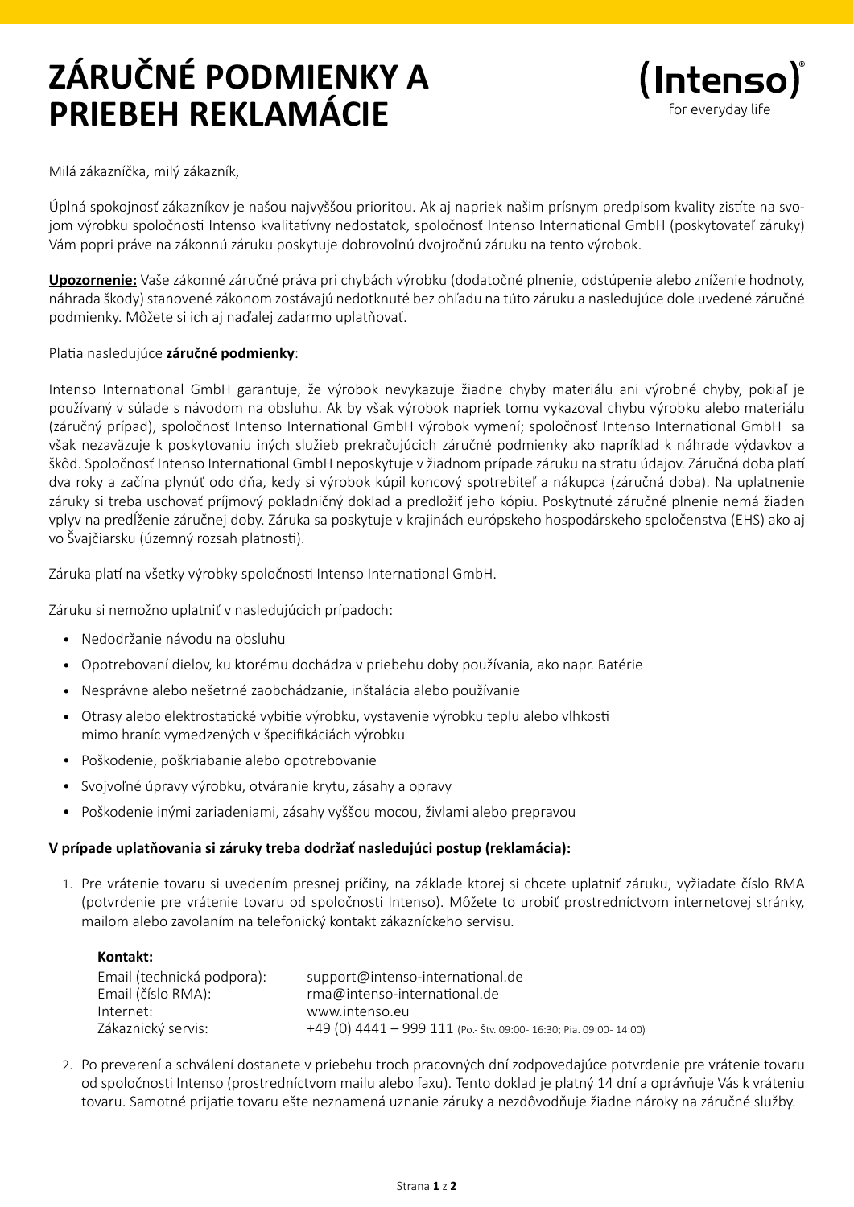# ZÁRUČNÉ PODMIENKY A PRIEBEH REKLAMÁCIE

(Intenso)®
for everyday life

Milá zákazníčka, milý zákazník,

Úplná spokojnosť zákazníkov je našou najvyššou prioritou. Ak aj napriek našim prísnym predpisom kvality zistíte na svojom výrobku spoločnosti Intenso kvalitatívny nedostatok, spoločnosť Intenso International GmbH (poskytovateľ záruky) Vám popri práve na zákonnú záruku poskytuje dobrovoľnú dvojročnú záruku na tento výrobok.

**Upozornenie:** Vaše zákonné záručné práva pri chybách výrobku (dodatočné plnenie, odstúpenie alebo zníženie hodnoty, náhrada škody) stanovené zákonom zostávajú nedotknuté bez ohľadu na túto záruku a nasledujúce dole uvedené záručné podmienky. Môžete si ich aj naďalej zadarmo uplatňovať.

Platia nasledujúce **záručné podmienky**:

Intenso International GmbH garantuje, že výrobok nevykazuje žiadne chyby materiálu ani výrobné chyby, pokiaľ je používaný v súlade s návodom na obsluhu. Ak by však výrobok napriek tomu vykazoval chybu výrobku alebo materiálu (záručný prípad), spoločnosť Intenso International GmbH výrobok vymení; spoločnosť Intenso International GmbH sa však nezaväzuje k poskytovaniu iných služieb prekračujúcich záručné podmienky ako napríklad k náhrade výdavkov a škôd. Spoločnosť Intenso International GmbH neposkytuje v žiadnom prípade záruku na stratu údajov. Záručná doba platí dva roky a začína plynúť odo dňa, kedy si výrobok kúpil koncový spotrebiteľ a nákupca (záručná doba). Na uplatnenie záruky si treba uschovať príjmový pokladničný doklad a predložiť jeho kópiu. Poskytnuté záručné plnenie nemá žiaden vplyv na predĺženie záručnej doby. Záruka sa poskytuje v krajinách európskeho hospodárskeho spoločenstva (EHS) ako aj vo Švajčiarsku (územný rozsah platnosti).

Záruka platí na všetky výrobky spoločnosti Intenso International GmbH.

Záruku si nemožno uplatniť v nasledujúcich prípadoch:

- Nedodržanie návodu na obsluhu
- Opotrebovaní dielov, ku ktorému dochádza v priebehu doby používania, ako napr. Batérie
- Nesprávne alebo nešetrné zaobchádzanie, inštalácia alebo používanie
- Otrasy alebo elektrostatické vybitie výrobku, vystavenie výrobku teplu alebo vlhkosti mimo hraníc vymedzených v špecifikáciách výrobku
- Poškodenie, poškriabanie alebo opotrebovanie
- Svojvoľné úpravy výrobku, otváranie krytu, zásahy a opravy
- Poškodenie inými zariadeniami, zásahy vyššou mocou, živlami alebo prepravou

**V prípade uplatňovania si záruky treba dodržať nasledujúci postup (reklamácia):**

1. Pre vrátenie tovaru si uvedením presnej príčiny, na základe ktorej si chcete uplatniť záruku, vyžiadate číslo RMA (potvrdenie pre vrátenie tovaru od spoločnosti Intenso). Môžete to urobiť prostredníctvom internetovej stránky, mailom alebo zavolaním na telefonický kontakt zákazníckeho servisu.

   **Kontakt:**

   | | |
   |---|---|
   | Email (technická podpora): | support@intenso-international.de |
   | Email (číslo RMA): | rma@intenso-international.de |
   | Internet: | www.intenso.eu |
   | Zákaznícky servis: | +49 (0) 4441 – 999 111 (Po.- Štv. 09:00- 16:30; Pia. 09:00- 14:00) |

2. Po preverení a schválení dostanete v priebehu troch pracovných dní zodpovedajúce potvrdenie pre vrátenie tovaru od spoločnosti Intenso (prostredníctvom mailu alebo faxu). Tento doklad je platný 14 dní a oprávňuje Vás k vráteniu tovaru. Samotné prijatie tovaru ešte neznamená uznanie záruky a nezdôvodňuje žiadne nároky na záručné služby.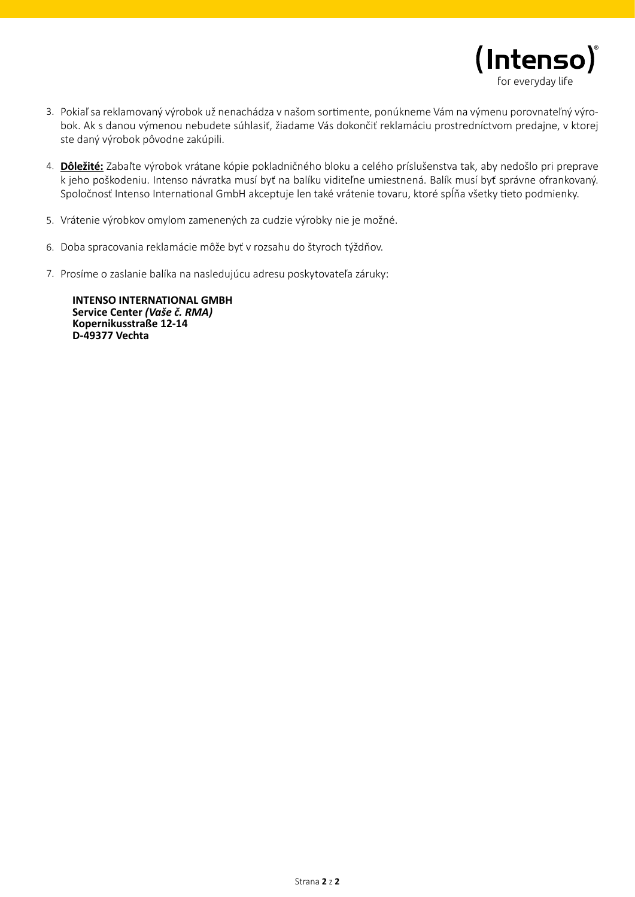3. Pokiaľ sa reklamovaný výrobok už nenachádza v našom sortimente, ponúkneme Vám na výmenu porovnateľný výrobok. Ak s danou výmenou nebudete súhlasiť, žiadame Vás dokončiť reklamáciu prostredníctvom predajne, v ktorej ste daný výrobok pôvodne zakúpili.

4. **Dôležité:** Zabaľte výrobok vrátane kópie pokladničného bloku a celého príslušenstva tak, aby nedošlo pri preprave k jeho poškodeniu. Intenso návratka musí byť na balíku viditeľne umiestnená. Balík musí byť správne ofrankovaný. Spoločnosť Intenso International GmbH akceptuje len také vrátenie tovaru, ktoré spĺňa všetky tieto podmienky.

5. Vrátenie výrobkov omylom zamenených za cudzie výrobky nie je možné.

6. Doba spracovania reklamácie môže byť v rozsahu do štyroch týždňov.

7. Prosíme o zaslanie balíka na nasledujúcu adresu poskytovateľa záruky:

   **INTENSO INTERNATIONAL GMBH**
   **Service Center *(Vaše č. RMA)***
   **Kopernikusstraße 12-14**
   **D-49377 Vechta**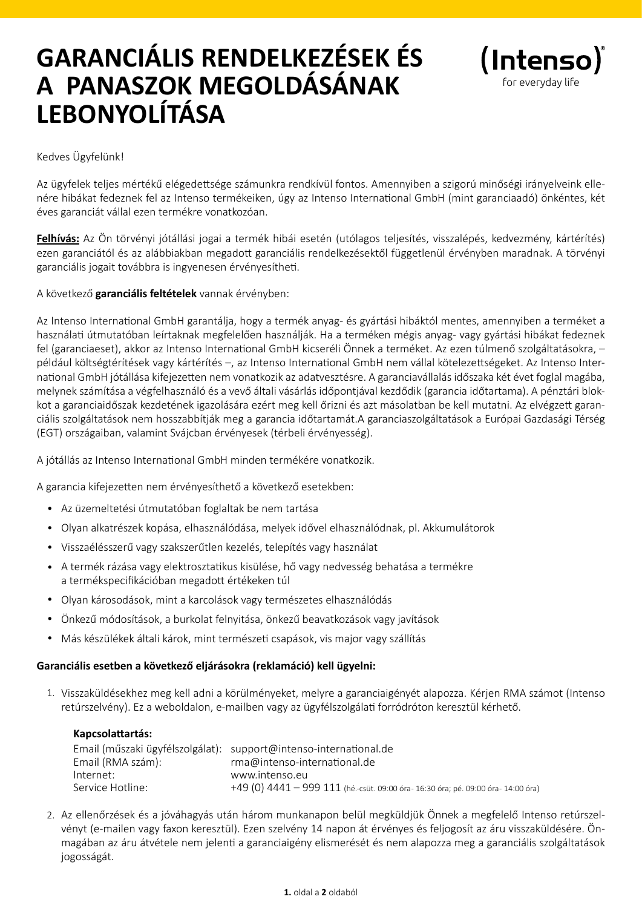# GARANCIÁLIS RENDELKEZÉSEK ÉS A PANASZOK MEGOLDÁSÁNAK LEBONYOLÍTÁSA

(Intenso)®
for everyday life

Kedves Ügyfelünk!

Az ügyfelek teljes mértékű elégedettsége számunkra rendkívül fontos. Amennyiben a szigorú minőségi irányelveink ellenére hibákat fedeznek fel az Intenso termékeiken, úgy az Intenso International GmbH (mint garanciaadó) önkéntes, két éves garanciát vállal ezen termékre vonatkozóan.

**Felhívás:** Az Ön törvényi jótállási jogai a termék hibái esetén (utólagos teljesítés, visszalépés, kedvezmény, kártérítés) ezen garanciától és az alábbiakban megadott garanciális rendelkezésektől függetlenül érvényben maradnak. A törvényi garanciális jogait továbbra is ingyenesen érvényesítheti.

A következő **garanciális feltételek** vannak érvényben:

Az Intenso International GmbH garantálja, hogy a termék anyag- és gyártási hibáktól mentes, amennyiben a terméket a használati útmutatóban leírtaknak megfelelően használják. Ha a terméken mégis anyag- vagy gyártási hibákat fedeznek fel (garanciaeset), akkor az Intenso International GmbH kicseréli Önnek a terméket. Az ezen túlmenő szolgáltatásokra, – például költségtérítések vagy kártérítés –, az Intenso International GmbH nem vállal kötelezettségeket. Az Intenso International GmbH jótállása kifejezetten nem vonatkozik az adatvesztésre. A garanciavállalás időszaka két évet foglal magába, melynek számítása a végfelhasználó és a vevő általi vásárlás időpontjával kezdődik (garancia időtartama). A pénztári blokkot a garanciaidőszak kezdetének igazolására ezért meg kell őrizni és azt másolatban be kell mutatni. Az elvégzett garanciális szolgáltatások nem hosszabbítják meg a garancia időtartamát.A garanciaszolgáltatások a Európai Gazdasági Térség (EGT) országaiban, valamint Svájcban érvényesek (térbeli érvényesség).

A jótállás az Intenso International GmbH minden termékére vonatkozik.

A garancia kifejezetten nem érvényesíthető a következő esetekben:

- Az üzemeltetési útmutatóban foglaltak be nem tartása
- Olyan alkatrészek kopása, elhasználódása, melyek idővel elhasználódnak, pl. Akkumulátorok
- Visszaélésszerű vagy szakszerűtlen kezelés, telepítés vagy használat
- A termék rázása vagy elektrosztatikus kisülése, hő vagy nedvesség behatása a termékre a termékspecifikációban megadott értékeken túl
- Olyan károsodások, mint a karcolások vagy természetes elhasználódás
- Önkezű módosítások, a burkolat felnyitása, önkezű beavatkozások vagy javítások
- Más készülékek általi károk, mint természeti csapások, vis major vagy szállítás

**Garanciális esetben a következő eljárásokra (reklamáció) kell ügyelni:**

1. Visszaküldésekhez meg kell adni a körülményeket, melyre a garanciaigényét alapozza. Kérjen RMA számot (Intenso retúrszelvény). Ez a weboldalon, e-mailben vagy az ügyfélszolgálati forródróton keresztül kérhető.

   **Kapcsolattartás:**

   | | |
   |---|---|
   | Email (műszaki ügyfélszolgálat): | support@intenso-international.de |
   | Email (RMA szám): | rma@intenso-international.de |
   | Internet: | www.intenso.eu |
   | Service Hotline: | +49 (0) 4441 – 999 111 (hé.-csüt. 09:00 óra- 16:30 óra; pé. 09:00 óra- 14:00 óra) |

2. Az ellenőrzések és a jóváhagyás után három munkanapon belül megküldjük Önnek a megfelelő Intenso retúrszelvényt (e-mailen vagy faxon keresztül). Ezen szelvény 14 napon át érvényes és feljogosít az áru visszaküldésére. Önmagában az áru átvétele nem jelenti a garanciaigény elismerését és nem alapozza meg a garanciális szolgáltatások jogosságát.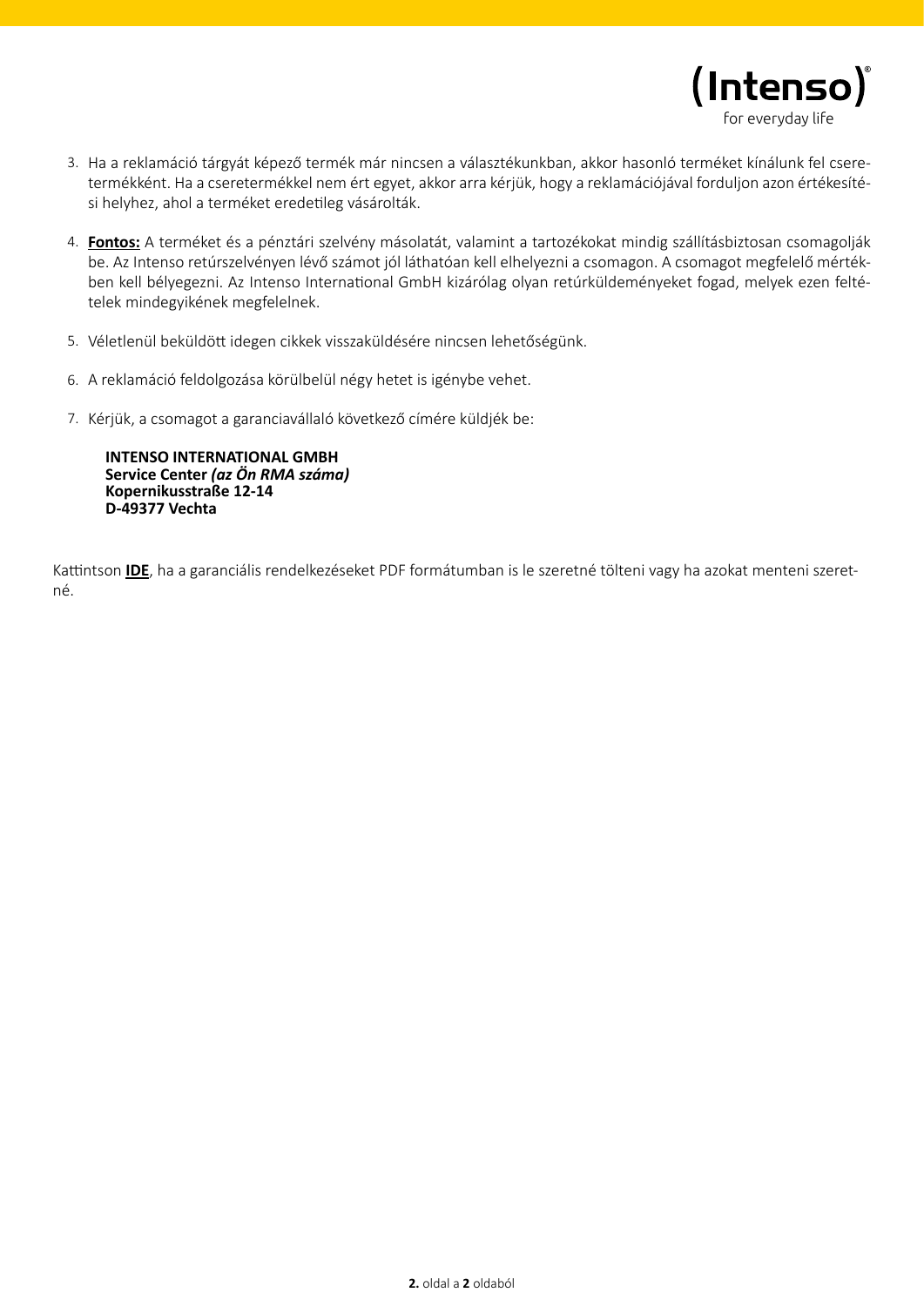3. Ha a reklamáció tárgyát képező termék már nincsen a választékunkban, akkor hasonló terméket kínálunk fel csere­termékként. Ha a cseretermékkel nem ért egyet, akkor arra kérjük, hogy a reklamációjával forduljon azon értékesítési helyhez, ahol a terméket eredetileg vásárolták.

4. **Fontos:** A terméket és a pénztári szelvény másolatát, valamint a tartozékokat mindig szállításbiztosan csomagolják be. Az Intenso retúrszelvényen lévő számot jól láthatóan kell elhelyezni a csomagon. A csomagot megfelelő mértékben kell bélyegezni. Az Intenso International GmbH kizárólag olyan retúrküldeményeket fogad, melyek ezen feltételek mindegyikének megfelelnek.

5. Véletlenül beküldött idegen cikkek visszaküldésére nincsen lehetőségünk.

6. A reklamáció feldolgozása körülbelül négy hetet is igénybe vehet.

7. Kérjük, a csomagot a garanciavállaló következő címére küldjék be:

   **INTENSO INTERNATIONAL GMBH**
   **Service Center *(az Ön RMA száma)***
   **Kopernikusstraße 12-14**
   **D-49377 Vechta**

Kattintson **IDE**, ha a garanciális rendelkezéseket PDF formátumban is le szeretné tölteni vagy ha azokat menteni szeretné.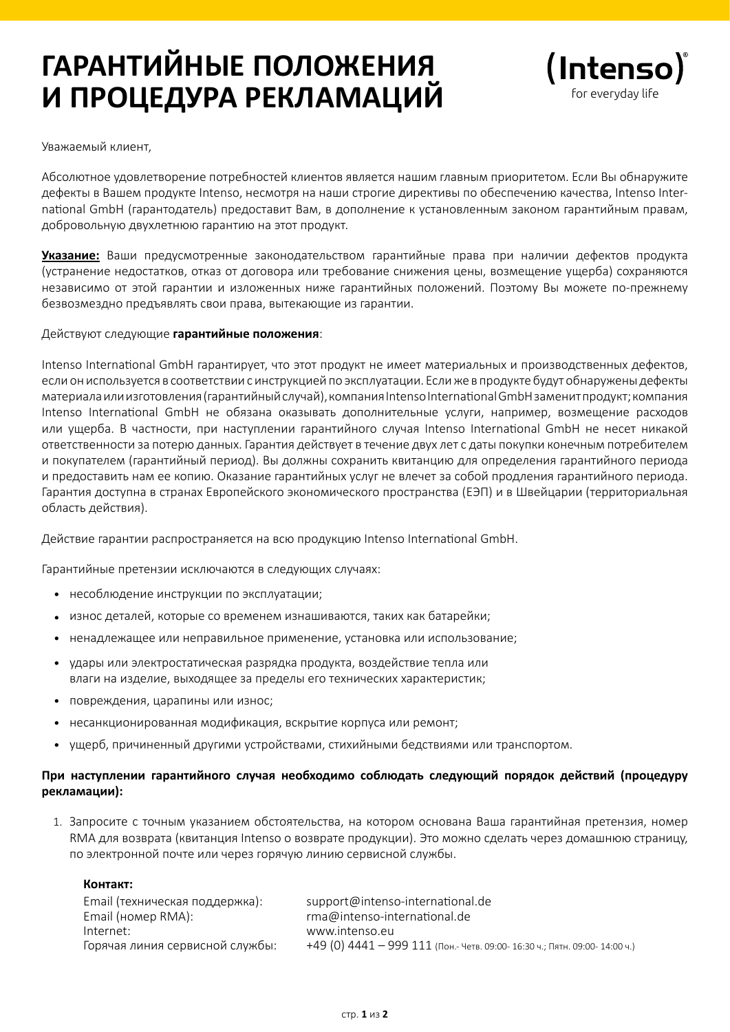# ГАРАНТИЙНЫЕ ПОЛОЖЕНИЯ И ПРОЦЕДУРА РЕКЛАМАЦИЙ

(Intenso)®
for everyday life

Уважаемый клиент,

Абсолютное удовлетворение потребностей клиентов является нашим главным приоритетом. Если Вы обнаружите дефекты в Вашем продукте Intenso, несмотря на наши строгие директивы по обеспечению качества, Intenso International GmbH (гарантодатель) предоставит Вам, в дополнение к установленным законом гарантийным правам, добровольную двухлетнюю гарантию на этот продукт.

**Указание:** Ваши предусмотренные законодательством гарантийные права при наличии дефектов продукта (устранение недостатков, отказ от договора или требование снижения цены, возмещение ущерба) сохраняются независимо от этой гарантии и изложенных ниже гарантийных положений. Поэтому Вы можете по-прежнему безвозмездно предъявлять свои права, вытекающие из гарантии.

Действуют следующие **гарантийные положения**:

Intenso International GmbH гарантирует, что этот продукт не имеет материальных и производственных дефектов, если он используется в соответствии с инструкцией по эксплуатации. Если же в продукте будут обнаружены дефекты материала или изготовления (гарантийный случай), компания Intenso International GmbH заменит продукт; компания Intenso International GmbH не обязана оказывать дополнительные услуги, например, возмещение расходов или ущерба. В частности, при наступлении гарантийного случая Intenso International GmbH не несет никакой ответственности за потерю данных. Гарантия действует в течение двух лет с даты покупки конечным потребителем и покупателем (гарантийный период). Вы должны сохранить квитанцию для определения гарантийного периода и предоставить нам ее копию. Оказание гарантийных услуг не влечет за собой продления гарантийного периода. Гарантия доступна в странах Европейского экономического пространства (ЕЭП) и в Швейцарии (территориальная область действия).

Действие гарантии распространяется на всю продукцию Intenso International GmbH.

Гарантийные претензии исключаются в следующих случаях:

- несоблюдение инструкции по эксплуатации;
- износ деталей, которые со временем изнашиваются, таких как батарейки;
- ненадлежащее или неправильное применение, установка или использование;
- удары или электростатическая разрядка продукта, воздействие тепла или влаги на изделие, выходящее за пределы его технических характеристик;
- повреждения, царапины или износ;
- несанкционированная модификация, вскрытие корпуса или ремонт;
- ущерб, причиненный другими устройствами, стихийными бедствиями или транспортом.

**При наступлении гарантийного случая необходимо соблюдать следующий порядок действий (процедуру рекламации):**

1. Запросите с точным указанием обстоятельства, на котором основана Ваша гарантийная претензия, номер RMA для возврата (квитанция Intenso о возврате продукции). Это можно сделать через домашнюю страницу, по электронной почте или через горячую линию сервисной службы.

**Контакт:**

| | |
|---|---|
| Email (техническая поддержка): | support@intenso-international.de |
| Email (номер RMA): | rma@intenso-international.de |
| Internet: | www.intenso.eu |
| Горячая линия сервисной службы: | +49 (0) 4441 – 999 111 (Пон.- Четв. 09:00- 16:30 ч.; Пятн. 09:00- 14:00 ч.) |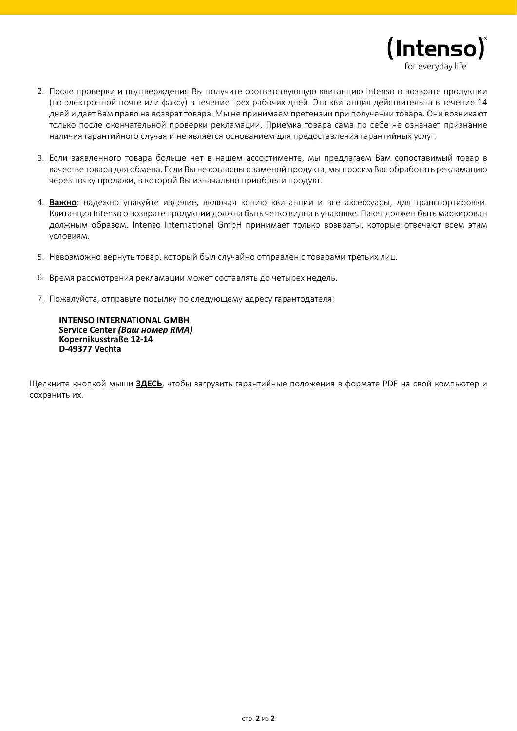2. После проверки и подтверждения Вы получите соответствующую квитанцию Intenso о возврате продукции (по электронной почте или факсу) в течение трех рабочих дней. Эта квитанция действительна в течение 14 дней и дает Вам право на возврат товара. Мы не принимаем претензии при получении товара. Они возникают только после окончательной проверки рекламации. Приемка товара сама по себе не означает признание наличия гарантийного случая и не является основанием для предоставления гарантийных услуг.

3. Если заявленного товара больше нет в нашем ассортименте, мы предлагаем Вам сопоставимый товар в качестве товара для обмена. Если Вы не согласны с заменой продукта, мы просим Вас обработать рекламацию через точку продажи, в которой Вы изначально приобрели продукт.

4. **Важно**: надежно упакуйте изделие, включая копию квитанции и все аксессуары, для транспортировки. Квитанция Intenso о возврате продукции должна быть четко видна в упаковке. Пакет должен быть маркирован должным образом. Intenso International GmbH принимает только возвраты, которые отвечают всем этим условиям.

5. Невозможно вернуть товар, который был случайно отправлен с товарами третьих лиц.

6. Время рассмотрения рекламации может составлять до четырех недель.

7. Пожалуйста, отправьте посылку по следующему адресу гарантодателя:

   **INTENSO INTERNATIONAL GMBH**
   **Service Center *(Ваш номер RMA)***
   **Kopernikusstraße 12-14**
   **D-49377 Vechta**

Щелкните кнопкой мыши **ЗДЕСЬ**, чтобы загрузить гарантийные положения в формате PDF на свой компьютер и сохранить их.